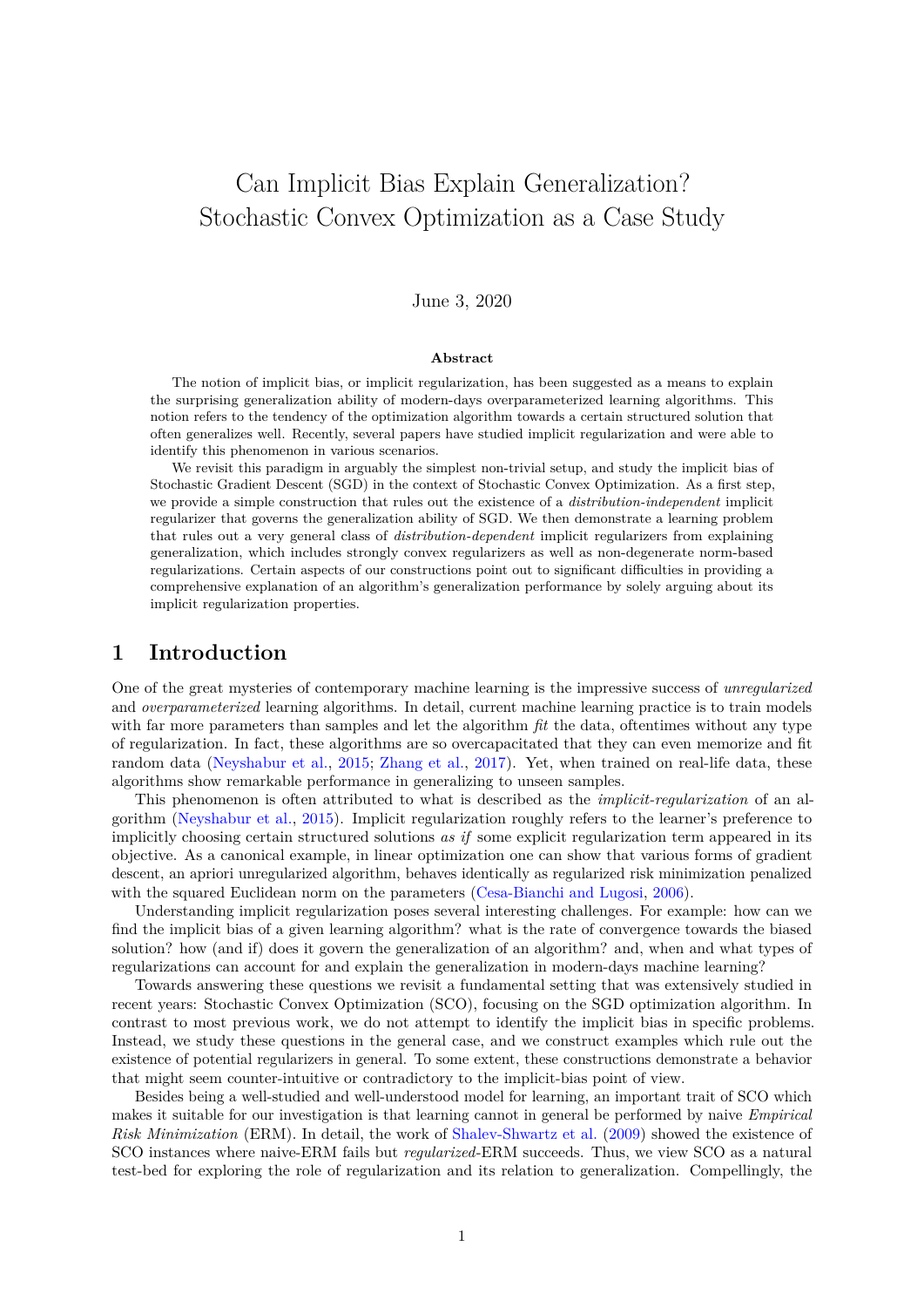# Can Implicit Bias Explain Generalization? Stochastic Convex Optimization as a Case Study

June 3, 2020

**Abstract**

The notion of implicit bias, or implicit regularization, has been suggested as a means to explain the surprising generalization ability of modern-days overparameterized learning algorithms. This notion refers to the tendency of the optimization algorithm towards a certain structured solution that often generalizes well. Recently, several papers have studied implicit regularization and were able to identify this phenomenon in various scenarios.

We revisit this paradigm in arguably the simplest non-trivial setup, and study the implicit bias of Stochastic Gradient Descent (SGD) in the context of Stochastic Convex Optimization. As a first step, we provide a simple construction that rules out the existence of a *distribution-independent* implicit regularizer that governs the generalization ability of SGD. We then demonstrate a learning problem that rules out a very general class of *distribution-dependent* implicit regularizers from explaining generalization, which includes strongly convex regularizers as well as non-degenerate norm-based regularizations. Certain aspects of our constructions point out to significant difficulties in providing a comprehensive explanation of an algorithm's generalization performance by solely arguing about its implicit regularization properties.

## 1 Introduction

One of the great mysteries of contemporary machine learning is the impressive success of *unregularized* and *overparameterized* learning algorithms. In detail, current machine learning practice is to train models with far more parameters than samples and let the algorithm *fit* the data, oftentimes without any type of regularization. In fact, these algorithms are so overcapacitated that they can even memorize and fit random data (Neyshabur et al., 2015; Zhang et al., 2017). Yet, when trained on real-life data, these algorithms show remarkable performance in generalizing to unseen samples.

This phenomenon is often attributed to what is described as the *implicit-regularization* of an algorithm (Neyshabur et al., 2015). Implicit regularization roughly refers to the learner's preference to implicitly choosing certain structured solutions *as if* some explicit regularization term appeared in its objective. As a canonical example, in linear optimization one can show that various forms of gradient descent, an apriori unregularized algorithm, behaves identically as regularized risk minimization penalized with the squared Euclidean norm on the parameters (Cesa-Bianchi and Lugosi, 2006).

Understanding implicit regularization poses several interesting challenges. For example: how can we find the implicit bias of a given learning algorithm? what is the rate of convergence towards the biased solution? how (and if) does it govern the generalization of an algorithm? and, when and what types of regularizations can account for and explain the generalization in modern-days machine learning?

Towards answering these questions we revisit a fundamental setting that was extensively studied in recent years: Stochastic Convex Optimization (SCO), focusing on the SGD optimization algorithm. In contrast to most previous work, we do not attempt to identify the implicit bias in specific problems. Instead, we study these questions in the general case, and we construct examples which rule out the existence of potential regularizers in general. To some extent, these constructions demonstrate a behavior that might seem counter-intuitive or contradictory to the implicit-bias point of view.

Besides being a well-studied and well-understood model for learning, an important trait of SCO which makes it suitable for our investigation is that learning cannot in general be performed by naive *Empirical Risk Minimization* (ERM). In detail, the work of Shalev-Shwartz et al. (2009) showed the existence of SCO instances where naive-ERM fails but *regularized*-ERM succeeds. Thus, we view SCO as a natural test-bed for exploring the role of regularization and its relation to generalization. Compellingly, the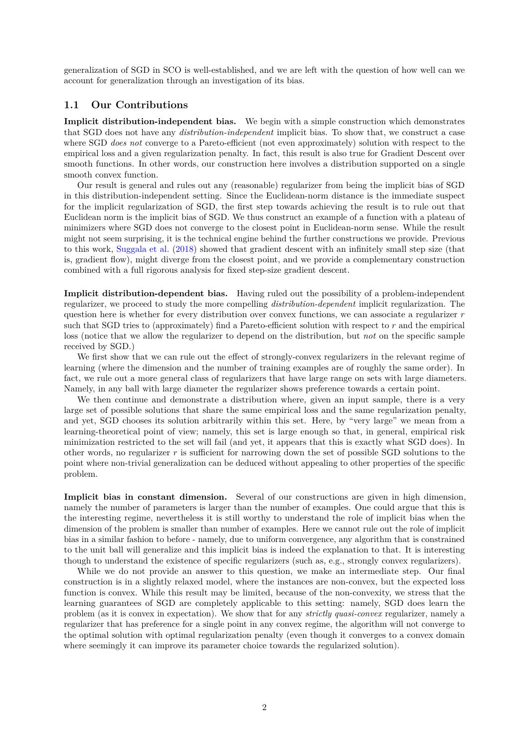generalization of SGD in SCO is well-established, and we are left with the question of how well can we account for generalization through an investigation of its bias.

## 1.1 Our Contributions

**Implicit distribution-independent bias.** We begin with a simple construction which demonstrates that SGD does not have any *distribution-independent* implicit bias. To show that, we construct a case where SGD *does not* converge to a Pareto-efficient (not even approximately) solution with respect to the empirical loss and a given regularization penalty. In fact, this result is also true for Gradient Descent over smooth functions. In other words, our construction here involves a distribution supported on a single smooth convex function.

Our result is general and rules out any (reasonable) regularizer from being the implicit bias of SGD in this distribution-independent setting. Since the Euclidean-norm distance is the immediate suspect for the implicit regularization of SGD, the first step towards achieving the result is to rule out that Euclidean norm is the implicit bias of SGD. We thus construct an example of a function with a plateau of minimizers where SGD does not converge to the closest point in Euclidean-norm sense. While the result might not seem surprising, it is the technical engine behind the further constructions we provide. Previous to this work, Suggala et al. (2018) showed that gradient descent with an infinitely small step size (that is, gradient flow), might diverge from the closest point, and we provide a complementary construction combined with a full rigorous analysis for fixed step-size gradient descent.

**Implicit distribution-dependent bias.** Having ruled out the possibility of a problem-independent regularizer, we proceed to study the more compelling *distribution-dependent* implicit regularization. The question here is whether for every distribution over convex functions, we can associate a regularizer $r$ such that SGD tries to (approximately) find a Pareto-efficient solution with respect to $r$ and the empirical loss (notice that we allow the regularizer to depend on the distribution, but *not* on the specific sample received by SGD.)

We first show that we can rule out the effect of strongly-convex regularizers in the relevant regime of learning (where the dimension and the number of training examples are of roughly the same order). In fact, we rule out a more general class of regularizers that have large range on sets with large diameters. Namely, in any ball with large diameter the regularizer shows preference towards a certain point.

We then continue and demonstrate a distribution where, given an input sample, there is a very large set of possible solutions that share the same empirical loss and the same regularization penalty, and yet, SGD chooses its solution arbitrarily within this set. Here, by "very large" we mean from a learning-theoretical point of view; namely, this set is large enough so that, in general, empirical risk minimization restricted to the set will fail (and yet, it appears that this is exactly what SGD does). In other words, no regularizer $r$ is sufficient for narrowing down the set of possible SGD solutions to the point where non-trivial generalization can be deduced without appealing to other properties of the specific problem.

**Implicit bias in constant dimension.** Several of our constructions are given in high dimension, namely the number of parameters is larger than the number of examples. One could argue that this is the interesting regime, nevertheless it is still worthy to understand the role of implicit bias when the dimension of the problem is smaller than number of examples. Here we cannot rule out the role of implicit bias in a similar fashion to before - namely, due to uniform convergence, any algorithm that is constrained to the unit ball will generalize and this implicit bias is indeed the explanation to that. It is interesting though to understand the existence of specific regularizers (such as, e.g., strongly convex regularizers).

While we do not provide an answer to this question, we make an intermediate step. Our final construction is in a slightly relaxed model, where the instances are non-convex, but the expected loss function is convex. While this result may be limited, because of the non-convexity, we stress that the learning guarantees of SGD are completely applicable to this setting: namely, SGD does learn the problem (as it is convex in expectation). We show that for any *strictly quasi-convex* regularizer, namely a regularizer that has preference for a single point in any convex regime, the algorithm will not converge to the optimal solution with optimal regularization penalty (even though it converges to a convex domain where seemingly it can improve its parameter choice towards the regularized solution).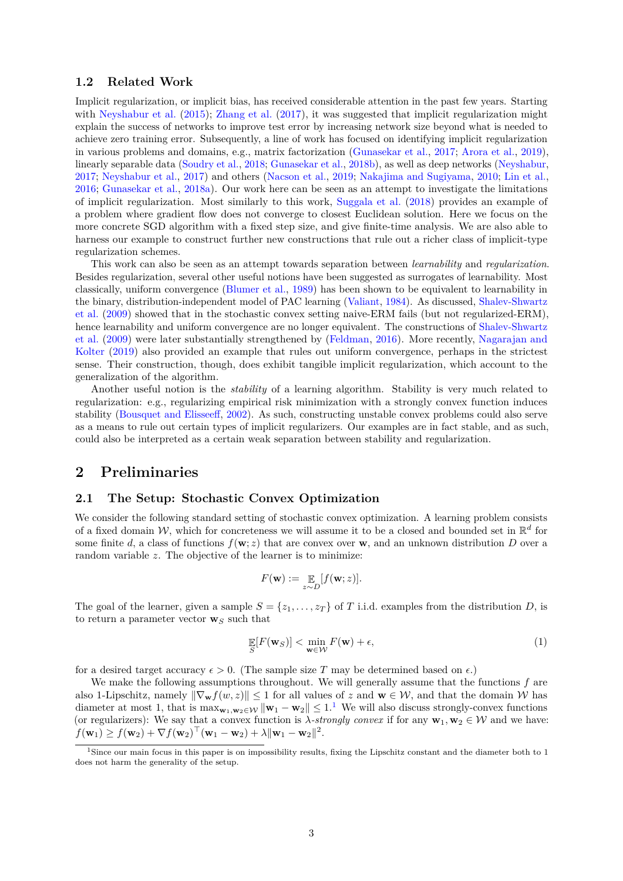### 1.2 Related Work

Implicit regularization, or implicit bias, has received considerable attention in the past few years. Starting with Neyshabur et al. (2015); Zhang et al. (2017), it was suggested that implicit regularization might explain the success of networks to improve test error by increasing network size beyond what is needed to achieve zero training error. Subsequently, a line of work has focused on identifying implicit regularization in various problems and domains, e.g., matrix factorization (Gunasekar et al., 2017; Arora et al., 2019), linearly separable data (Soudry et al., 2018; Gunasekar et al., 2018b), as well as deep networks (Neyshabur, 2017; Neyshabur et al., 2017) and others (Nacson et al., 2019; Nakajima and Sugiyama, 2010; Lin et al., 2016; Gunasekar et al., 2018a). Our work here can be seen as an attempt to investigate the limitations of implicit regularization. Most similarly to this work, Suggala et al. (2018) provides an example of a problem where gradient flow does not converge to closest Euclidean solution. Here we focus on the more concrete SGD algorithm with a fixed step size, and give finite-time analysis. We are also able to harness our example to construct further new constructions that rule out a richer class of implicit-type regularization schemes.

This work can also be seen as an attempt towards separation between *learnability* and *regularization*. Besides regularization, several other useful notions have been suggested as surrogates of learnability. Most classically, uniform convergence (Blumer et al., 1989) has been shown to be equivalent to learnability in the binary, distribution-independent model of PAC learning (Valiant, 1984). As discussed, Shalev-Shwartz et al. (2009) showed that in the stochastic convex setting naive-ERM fails (but not regularized-ERM), hence learnability and uniform convergence are no longer equivalent. The constructions of Shalev-Shwartz et al. (2009) were later substantially strengthened by (Feldman, 2016). More recently, Nagarajan and Kolter (2019) also provided an example that rules out uniform convergence, perhaps in the strictest sense. Their construction, though, does exhibit tangible implicit regularization, which account to the generalization of the algorithm.

Another useful notion is the *stability* of a learning algorithm. Stability is very much related to regularization: e.g., regularizing empirical risk minimization with a strongly convex function induces stability (Bousquet and Elisseeff, 2002). As such, constructing unstable convex problems could also serve as a means to rule out certain types of implicit regularizers. Our examples are in fact stable, and as such, could also be interpreted as a certain weak separation between stability and regularization.

## 2 Preliminaries

### 2.1 The Setup: Stochastic Convex Optimization

We consider the following standard setting of stochastic convex optimization. A learning problem consists of a fixed domain $\mathcal{W}$, which for concreteness we will assume it to be a closed and bounded set in $\mathbb{R}^d$ for some finite $d$, a class of functions $f(\mathbf{w}; z)$ that are convex over $\mathbf{w}$, and an unknown distribution $D$ over a random variable $z$. The objective of the learner is to minimize:

$$F(\mathbf{w}) := \mathop{\mathbb{E}}_{z\sim D}[f(\mathbf{w}; z)].$$

The goal of the learner, given a sample $S = \{z_1, \dots, z_T\}$ of $T$ i.i.d. examples from the distribution $D$, is to return a parameter vector $\mathbf{w}_S$ such that

$$\mathop{\mathbb{E}}_{S}[F(\mathbf{w}_S)] < \min_{\mathbf{w}\in\mathcal{W}} F(\mathbf{w}) + \epsilon, \tag{1}$$

for a desired target accuracy $\epsilon > 0$. (The sample size $T$ may be determined based on $\epsilon$.)

We make the following assumptions throughout. We will generally assume that the functions $f$ are also 1-Lipschitz, namely $\|\nabla_{\mathbf{w}} f(w, z)\| \le 1$ for all values of $z$ and $\mathbf{w} \in \mathcal{W}$, and that the domain $\mathcal{W}$ has diameter at most 1, that is $\max_{\mathbf{w}_1,\mathbf{w}_2\in\mathcal{W}} \|\mathbf{w}_1 - \mathbf{w}_2\| \le 1$.[1] We will also discuss strongly-convex functions (or regularizers): We say that a convex function is $\lambda$-*strongly convex* if for any $\mathbf{w}_1, \mathbf{w}_2 \in \mathcal{W}$ and we have: $f(\mathbf{w}_1) \ge f(\mathbf{w}_2) + \nabla f(\mathbf{w}_2)^\top(\mathbf{w}_1 - \mathbf{w}_2) + \lambda\|\mathbf{w}_1 - \mathbf{w}_2\|^2$.

[1] Since our main focus in this paper is on impossibility results, fixing the Lipschitz constant and the diameter both to 1 does not harm the generality of the setup.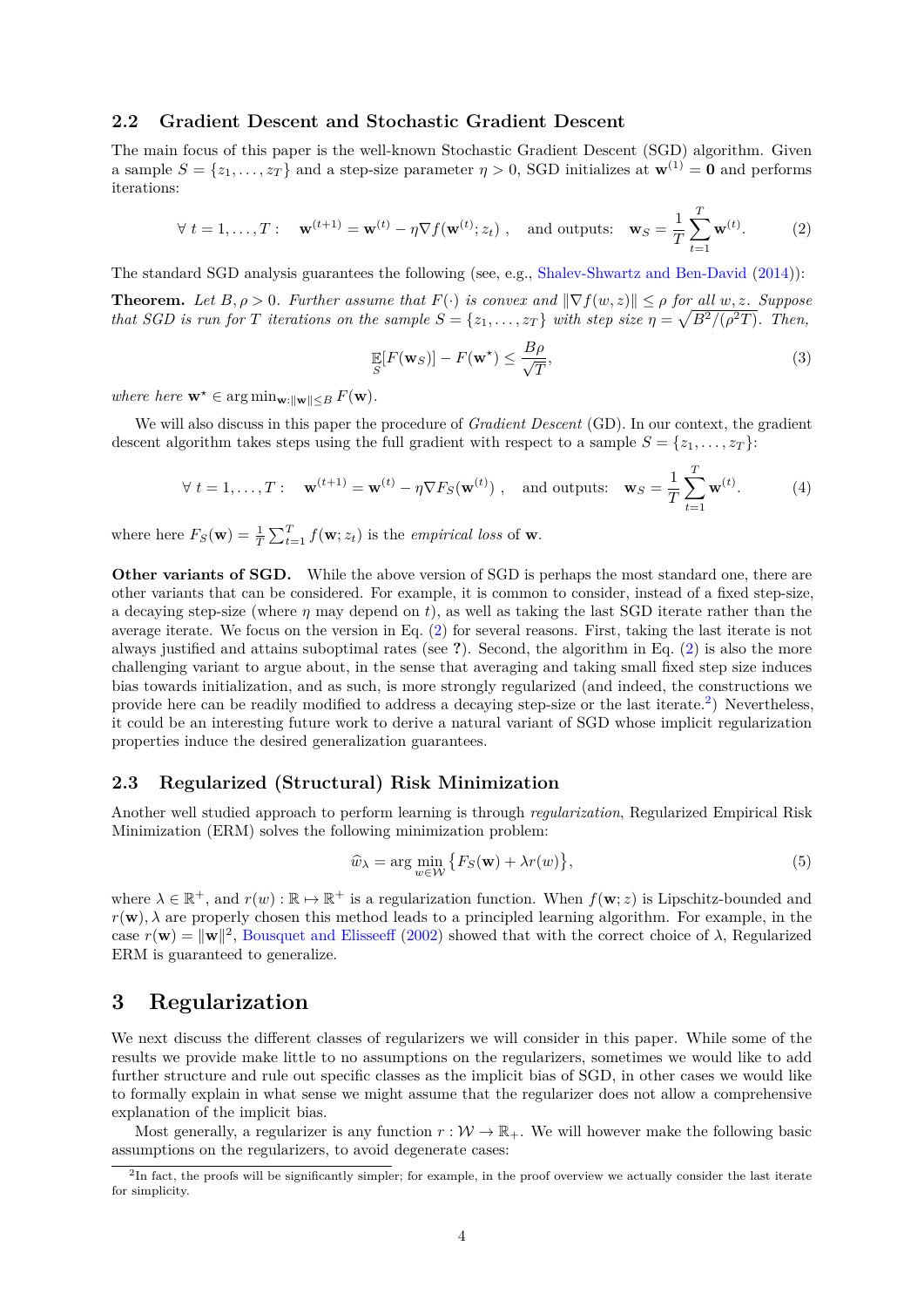### 2.2 Gradient Descent and Stochastic Gradient Descent

The main focus of this paper is the well-known Stochastic Gradient Descent (SGD) algorithm. Given a sample $S = \{z_1, \ldots, z_T\}$ and a step-size parameter $\eta > 0$, SGD initializes at $\mathbf{w}^{(1)} = \mathbf{0}$ and performs iterations:

$$\forall\ t = 1, \ldots, T: \quad \mathbf{w}^{(t+1)} = \mathbf{w}^{(t)} - \eta \nabla f(\mathbf{w}^{(t)}; z_t)\ , \quad \text{and outputs:} \quad \mathbf{w}_S = \frac{1}{T}\sum_{t=1}^{T} \mathbf{w}^{(t)}. \tag{2}$$

The standard SGD analysis guarantees the following (see, e.g., Shalev-Shwartz and Ben-David (2014)):

**Theorem.** *Let $B, \rho > 0$. Further assume that $F(\cdot)$ is convex and $\|\nabla f(w, z)\| \leq \rho$ for all $w, z$. Suppose that SGD is run for $T$ iterations on the sample $S = \{z_1, \ldots, z_T\}$ with step size $\eta = \sqrt{B^2/(\rho^2 T)}$. Then,*

$$\mathop{\mathbb{E}}_{S}[F(\mathbf{w}_S)] - F(\mathbf{w}^\star) \leq \frac{B\rho}{\sqrt{T}}, \tag{3}$$

*where here $\mathbf{w}^\star \in \arg\min_{\mathbf{w}:\|\mathbf{w}\|\leq B} F(\mathbf{w})$.*

We will also discuss in this paper the procedure of *Gradient Descent* (GD). In our context, the gradient descent algorithm takes steps using the full gradient with respect to a sample $S = \{z_1, \ldots, z_T\}$:

$$\forall\ t = 1, \ldots, T: \quad \mathbf{w}^{(t+1)} = \mathbf{w}^{(t)} - \eta \nabla F_S(\mathbf{w}^{(t)})\ , \quad \text{and outputs:} \quad \mathbf{w}_S = \frac{1}{T}\sum_{t=1}^{T} \mathbf{w}^{(t)}. \tag{4}$$

where here $F_S(\mathbf{w}) = \frac{1}{T}\sum_{t=1}^{T} f(\mathbf{w}; z_t)$ is the *empirical loss* of $\mathbf{w}$.

**Other variants of SGD.** While the above version of SGD is perhaps the most standard one, there are other variants that can be considered. For example, it is common to consider, instead of a fixed step-size, a decaying step-size (where $\eta$ may depend on $t$), as well as taking the last SGD iterate rather than the average iterate. We focus on the version in Eq. (2) for several reasons. First, taking the last iterate is not always justified and attains suboptimal rates (see **?**). Second, the algorithm in Eq. (2) is also the more challenging variant to argue about, in the sense that averaging and taking small fixed step size induces bias towards initialization, and as such, is more strongly regularized (and indeed, the constructions we provide here can be readily modified to address a decaying step-size or the last iterate.[2]) Nevertheless, it could be an interesting future work to derive a natural variant of SGD whose implicit regularization properties induce the desired generalization guarantees.

### 2.3 Regularized (Structural) Risk Minimization

Another well studied approach to perform learning is through *regularization*, Regularized Empirical Risk Minimization (ERM) solves the following minimization problem:

$$\widehat{w}_\lambda = \arg\min_{w \in \mathcal{W}} \{F_S(\mathbf{w}) + \lambda r(w)\}, \tag{5}$$

where $\lambda \in \mathbb{R}^+$, and $r(w) : \mathbb{R} \mapsto \mathbb{R}^+$ is a regularization function. When $f(\mathbf{w}; z)$ is Lipschitz-bounded and $r(\mathbf{w}), \lambda$ are properly chosen this method leads to a principled learning algorithm. For example, in the case $r(\mathbf{w}) = \|\mathbf{w}\|^2$, Bousquet and Elisseeff (2002) showed that with the correct choice of $\lambda$, Regularized ERM is guaranteed to generalize.

## 3 Regularization

We next discuss the different classes of regularizers we will consider in this paper. While some of the results we provide make little to no assumptions on the regularizers, sometimes we would like to add further structure and rule out specific classes as the implicit bias of SGD, in other cases we would like to formally explain in what sense we might assume that the regularizer does not allow a comprehensive explanation of the implicit bias.

Most generally, a regularizer is any function $r : \mathcal{W} \to \mathbb{R}_+$. We will however make the following basic assumptions on the regularizers, to avoid degenerate cases:

[2] In fact, the proofs will be significantly simpler; for example, in the proof overview we actually consider the last iterate for simplicity.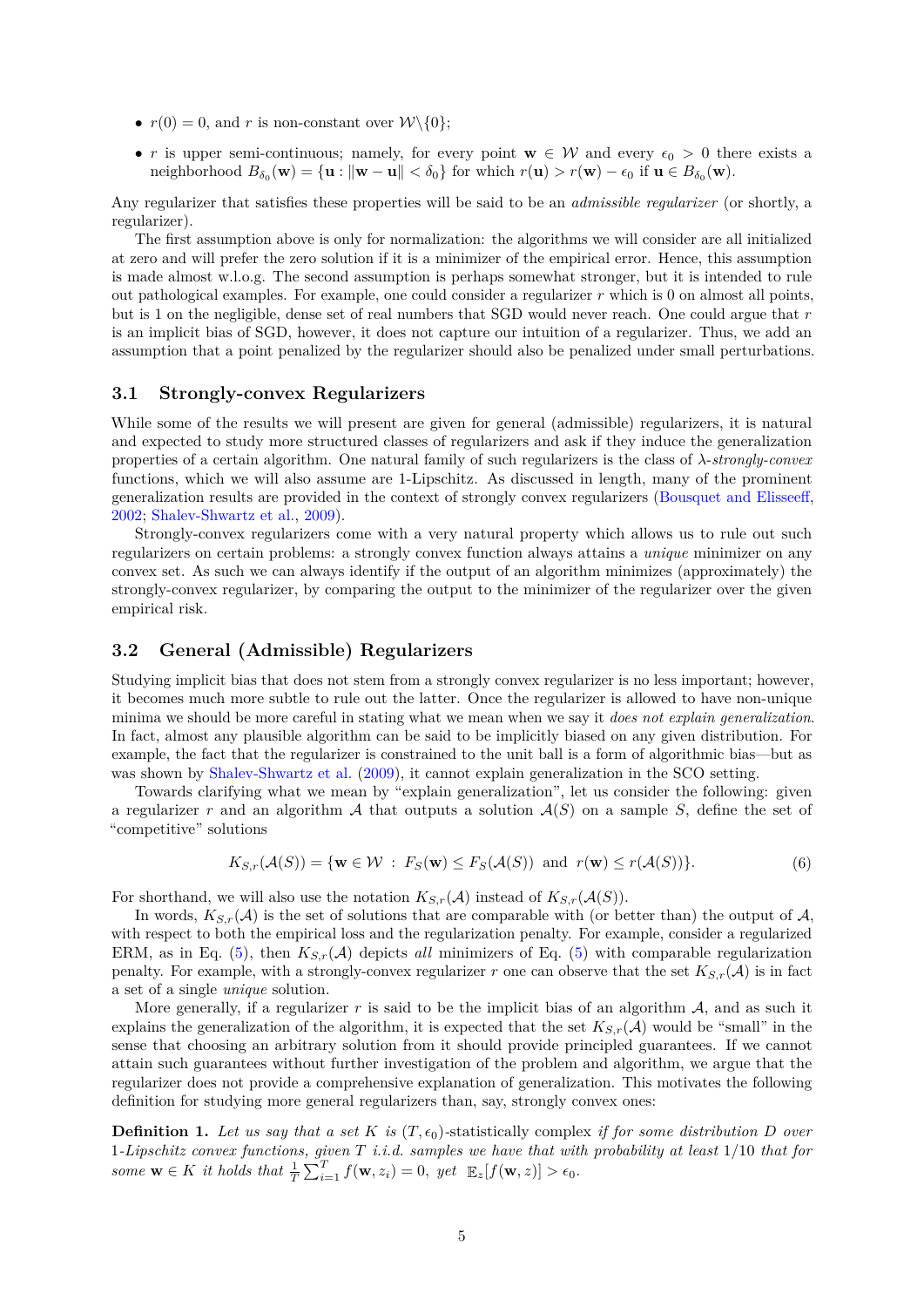- $r(0) = 0$, and $r$ is non-constant over $\mathcal{W}\backslash\{0\}$;
- $r$ is upper semi-continuous; namely, for every point $\mathbf{w} \in \mathcal{W}$ and every $\epsilon_0 > 0$ there exists a neighborhood $B_{\delta_0}(\mathbf{w}) = \{\mathbf{u} : \|\mathbf{w} - \mathbf{u}\| < \delta_0\}$ for which $r(\mathbf{u}) > r(\mathbf{w}) - \epsilon_0$ if $\mathbf{u} \in B_{\delta_0}(\mathbf{w})$.

Any regularizer that satisfies these properties will be said to be an *admissible regularizer* (or shortly, a regularizer).

The first assumption above is only for normalization: the algorithms we will consider are all initialized at zero and will prefer the zero solution if it is a minimizer of the empirical error. Hence, this assumption is made almost w.l.o.g. The second assumption is perhaps somewhat stronger, but it is intended to rule out pathological examples. For example, one could consider a regularizer $r$ which is 0 on almost all points, but is 1 on the negligible, dense set of real numbers that SGD would never reach. One could argue that $r$ is an implicit bias of SGD, however, it does not capture our intuition of a regularizer. Thus, we add an assumption that a point penalized by the regularizer should also be penalized under small perturbations.

### 3.1 Strongly-convex Regularizers

While some of the results we will present are given for general (admissible) regularizers, it is natural and expected to study more structured classes of regularizers and ask if they induce the generalization properties of a certain algorithm. One natural family of such regularizers is the class of $\lambda$-*strongly-convex* functions, which we will also assume are 1-Lipschitz. As discussed in length, many of the prominent generalization results are provided in the context of strongly convex regularizers (Bousquet and Elisseeff, 2002; Shalev-Shwartz et al., 2009).

Strongly-convex regularizers come with a very natural property which allows us to rule out such regularizers on certain problems: a strongly convex function always attains a *unique* minimizer on any convex set. As such we can always identify if the output of an algorithm minimizes (approximately) the strongly-convex regularizer, by comparing the output to the minimizer of the regularizer over the given empirical risk.

### 3.2 General (Admissible) Regularizers

Studying implicit bias that does not stem from a strongly convex regularizer is no less important; however, it becomes much more subtle to rule out the latter. Once the regularizer is allowed to have non-unique minima we should be more careful in stating what we mean when we say it *does not explain generalization*. In fact, almost any plausible algorithm can be said to be implicitly biased on any given distribution. For example, the fact that the regularizer is constrained to the unit ball is a form of algorithmic bias—but as was shown by Shalev-Shwartz et al. (2009), it cannot explain generalization in the SCO setting.

Towards clarifying what we mean by "explain generalization", let us consider the following: given a regularizer $r$ and an algorithm $\mathcal{A}$ that outputs a solution $\mathcal{A}(S)$ on a sample $S$, define the set of "competitive" solutions

$$
K_{S,r}(\mathcal{A}(S)) = \{\mathbf{w} \in \mathcal{W} \ : \ F_S(\mathbf{w}) \leq F_S(\mathcal{A}(S)) \ \text{ and } \ r(\mathbf{w}) \leq r(\mathcal{A}(S))\}. \tag{6}
$$

For shorthand, we will also use the notation $K_{S,r}(\mathcal{A})$ instead of $K_{S,r}(\mathcal{A}(S))$.

In words, $K_{S,r}(\mathcal{A})$ is the set of solutions that are comparable with (or better than) the output of $\mathcal{A}$, with respect to both the empirical loss and the regularization penalty. For example, consider a regularized ERM, as in Eq. (5), then $K_{S,r}(\mathcal{A})$ depicts *all* minimizers of Eq. (5) with comparable regularization penalty. For example, with a strongly-convex regularizer $r$ one can observe that the set $K_{S,r}(\mathcal{A})$ is in fact a set of a single *unique* solution.

More generally, if a regularizer $r$ is said to be the implicit bias of an algorithm $\mathcal{A}$, and as such it explains the generalization of the algorithm, it is expected that the set $K_{S,r}(\mathcal{A})$ would be "small" in the sense that choosing an arbitrary solution from it should provide principled guarantees. If we cannot attain such guarantees without further investigation of the problem and algorithm, we argue that the regularizer does not provide a comprehensive explanation of generalization. This motivates the following definition for studying more general regularizers than, say, strongly convex ones:

**Definition 1.** *Let us say that a set $K$ is $(T, \epsilon_0)$-statistically complex if for some distribution $D$ over 1-Lipschitz convex functions, given $T$ i.i.d. samples we have that with probability at least $1/10$ that for some $\mathbf{w} \in K$ it holds that $\frac{1}{T}\sum_{i=1}^{T} f(\mathbf{w}, z_i) = 0$, yet $\mathbb{E}_z[f(\mathbf{w}, z)] > \epsilon_0$.*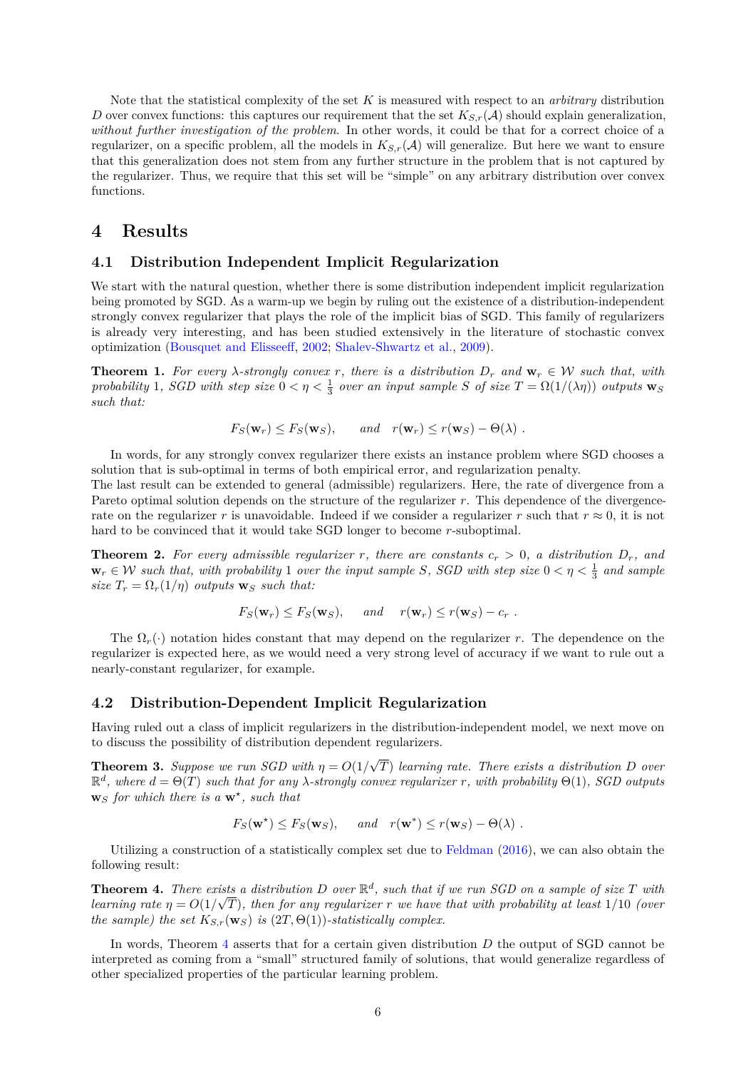Note that the statistical complexity of the set $K$ is measured with respect to an *arbitrary* distribution $D$ over convex functions: this captures our requirement that the set $K_{S,r}(\mathcal{A})$ should explain generalization, *without further investigation of the problem.* In other words, it could be that for a correct choice of a regularizer, on a specific problem, all the models in $K_{S,r}(\mathcal{A})$ will generalize. But here we want to ensure that this generalization does not stem from any further structure in the problem that is not captured by the regularizer. Thus, we require that this set will be "simple" on any arbitrary distribution over convex functions.

# 4 Results

## 4.1 Distribution Independent Implicit Regularization

We start with the natural question, whether there is some distribution independent implicit regularization being promoted by SGD. As a warm-up we begin by ruling out the existence of a distribution-independent strongly convex regularizer that plays the role of the implicit bias of SGD. This family of regularizers is already very interesting, and has been studied extensively in the literature of stochastic convex optimization (Bousquet and Elisseeff, 2002; Shalev-Shwartz et al., 2009).

**Theorem 1.** *For every $\lambda$-strongly convex $r$, there is a distribution $D_r$ and $\mathbf{w}_r \in \mathcal{W}$ such that, with probability 1, SGD with step size $0 < \eta < \frac{1}{3}$ over an input sample $S$ of size $T = \Omega(1/(\lambda\eta))$ outputs $\mathbf{w}_S$ such that:*

$$F_S(\mathbf{w}_r) \leq F_S(\mathbf{w}_S), \qquad \text{and} \quad r(\mathbf{w}_r) \leq r(\mathbf{w}_S) - \Theta(\lambda) \ .$$

In words, for any strongly convex regularizer there exists an instance problem where SGD chooses a solution that is sub-optimal in terms of both empirical error, and regularization penalty.
The last result can be extended to general (admissible) regularizers. Here, the rate of divergence from a Pareto optimal solution depends on the structure of the regularizer $r$. This dependence of the divergence-rate on the regularizer $r$ is unavoidable. Indeed if we consider a regularizer $r$ such that $r \approx 0$, it is not hard to be convinced that it would take SGD longer to become $r$-suboptimal.

**Theorem 2.** *For every admissible regularizer $r$, there are constants $c_r > 0$, a distribution $D_r$, and $\mathbf{w}_r \in \mathcal{W}$ such that, with probability 1 over the input sample $S$, SGD with step size $0 < \eta < \frac{1}{3}$ and sample size $T_r = \Omega_r(1/\eta)$ outputs $\mathbf{w}_S$ such that:*

$$F_S(\mathbf{w}_r) \leq F_S(\mathbf{w}_S), \qquad \text{and} \qquad r(\mathbf{w}_r) \leq r(\mathbf{w}_S) - c_r \ .$$

The $\Omega_r(\cdot)$ notation hides constant that may depend on the regularizer $r$. The dependence on the regularizer is expected here, as we would need a very strong level of accuracy if we want to rule out a nearly-constant regularizer, for example.

## 4.2 Distribution-Dependent Implicit Regularization

Having ruled out a class of implicit regularizers in the distribution-independent model, we next move on to discuss the possibility of distribution dependent regularizers.

**Theorem 3.** *Suppose we run SGD with $\eta = O(1/\sqrt{T})$ learning rate. There exists a distribution $D$ over $\mathbb{R}^d$, where $d = \Theta(T)$ such that for any $\lambda$-strongly convex regularizer $r$, with probability $\Theta(1)$, SGD outputs $\mathbf{w}_S$ for which there is a $\mathbf{w}^\star$, such that*

$$F_S(\mathbf{w}^\star) \leq F_S(\mathbf{w}_S), \qquad \text{and} \quad r(\mathbf{w}^*) \leq r(\mathbf{w}_S) - \Theta(\lambda) \ .$$

Utilizing a construction of a statistically complex set due to Feldman (2016), we can also obtain the following result:

**Theorem 4.** *There exists a distribution $D$ over $\mathbb{R}^d$, such that if we run SGD on a sample of size $T$ with learning rate $\eta = O(1/\sqrt{T})$, then for any regularizer $r$ we have that with probability at least $1/10$ (over the sample) the set $K_{S,r}(\mathbf{w}_S)$ is $(2T, \Theta(1))$-statistically complex.*

In words, Theorem 4 asserts that for a certain given distribution $D$ the output of SGD cannot be interpreted as coming from a "small" structured family of solutions, that would generalize regardless of other specialized properties of the particular learning problem.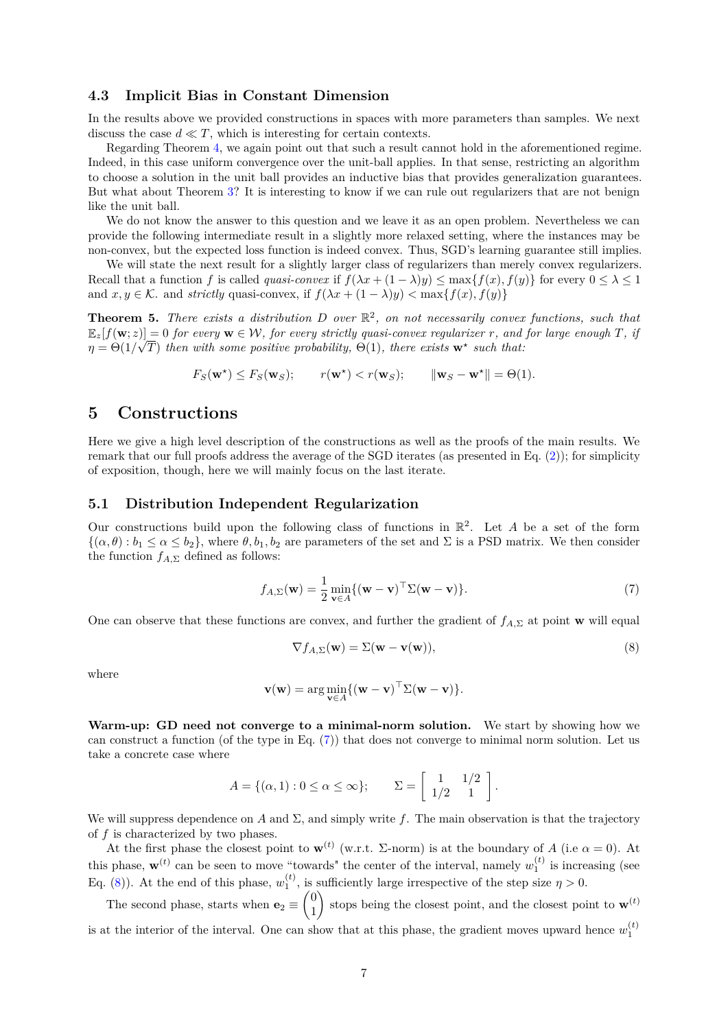### 4.3 Implicit Bias in Constant Dimension

In the results above we provided constructions in spaces with more parameters than samples. We next discuss the case $d \ll T$, which is interesting for certain contexts.

Regarding Theorem 4, we again point out that such a result cannot hold in the aforementioned regime. Indeed, in this case uniform convergence over the unit-ball applies. In that sense, restricting an algorithm to choose a solution in the unit ball provides an inductive bias that provides generalization guarantees. But what about Theorem 3? It is interesting to know if we can rule out regularizers that are not benign like the unit ball.

We do not know the answer to this question and we leave it as an open problem. Nevertheless we can provide the following intermediate result in a slightly more relaxed setting, where the instances may be non-convex, but the expected loss function is indeed convex. Thus, SGD's learning guarantee still implies.

We will state the next result for a slightly larger class of regularizers than merely convex regularizers. Recall that a function $f$ is called *quasi-convex* if $f(\lambda x + (1-\lambda)y) \leq \max\{f(x), f(y)\}$ for every $0 \leq \lambda \leq 1$ and $x, y \in \mathcal{K}$. and *strictly* quasi-convex, if $f(\lambda x + (1-\lambda)y) < \max\{f(x), f(y)\}$

**Theorem 5.** *There exists a distribution $D$ over $\mathbb{R}^2$, on not necessarily convex functions, such that $\mathbb{E}_z[f(\mathbf{w}; z)] = 0$ for every $\mathbf{w} \in \mathcal{W}$, for every strictly quasi-convex regularizer $r$, and for large enough $T$, if $\eta = \Theta(1/\sqrt{T})$ then with some positive probability, $\Theta(1)$, there exists $\mathbf{w}^\star$ such that:*

$$F_S(\mathbf{w}^\star) \leq F_S(\mathbf{w}_S); \qquad r(\mathbf{w}^\star) < r(\mathbf{w}_S); \qquad \|\mathbf{w}_S - \mathbf{w}^\star\| = \Theta(1).$$

## 5 Constructions

Here we give a high level description of the constructions as well as the proofs of the main results. We remark that our full proofs address the average of the SGD iterates (as presented in Eq. (2)); for simplicity of exposition, though, here we will mainly focus on the last iterate.

### 5.1 Distribution Independent Regularization

Our constructions build upon the following class of functions in $\mathbb{R}^2$. Let $A$ be a set of the form $\{(\alpha, \theta) : b_1 \leq \alpha \leq b_2\}$, where $\theta, b_1, b_2$ are parameters of the set and $\Sigma$ is a PSD matrix. We then consider the function $f_{A,\Sigma}$ defined as follows:

$$f_{A,\Sigma}(\mathbf{w}) = \frac{1}{2} \min_{\mathbf{v} \in A} \{(\mathbf{w} - \mathbf{v})^\top \Sigma (\mathbf{w} - \mathbf{v})\}. \tag{7}$$

One can observe that these functions are convex, and further the gradient of $f_{A,\Sigma}$ at point $\mathbf{w}$ will equal

$$\nabla f_{A,\Sigma}(\mathbf{w}) = \Sigma(\mathbf{w} - \mathbf{v}(\mathbf{w})), \tag{8}$$

where

$$\mathbf{v}(\mathbf{w}) = \arg\min_{\mathbf{v} \in A} \{(\mathbf{w} - \mathbf{v})^\top \Sigma (\mathbf{w} - \mathbf{v})\}.$$

**Warm-up: GD need not converge to a minimal-norm solution.** We start by showing how we can construct a function (of the type in Eq. (7)) that does not converge to minimal norm solution. Let us take a concrete case where

$$A = \{(\alpha, 1) : 0 \leq \alpha \leq \infty\}; \qquad \Sigma = \begin{bmatrix} 1 & 1/2 \\ 1/2 & 1 \end{bmatrix}.$$

We will suppress dependence on $A$ and $\Sigma$, and simply write $f$. The main observation is that the trajectory of $f$ is characterized by two phases.

At the first phase the closest point to $\mathbf{w}^{(t)}$ (w.r.t. $\Sigma$-norm) is at the boundary of $A$ (i.e $\alpha = 0$). At this phase, $\mathbf{w}^{(t)}$ can be seen to move "towards" the center of the interval, namely $w_1^{(t)}$ is increasing (see Eq. (8)). At the end of this phase, $w_1^{(t)}$, is sufficiently large irrespective of the step size $\eta > 0$.

The second phase, starts when $\mathbf{e}_2 \equiv \begin{pmatrix} 0 \\ 1 \end{pmatrix}$ stops being the closest point, and the closest point to $\mathbf{w}^{(t)}$ is at the interior of the interval. One can show that at this phase, the gradient moves upward hence $w_1^{(t)}$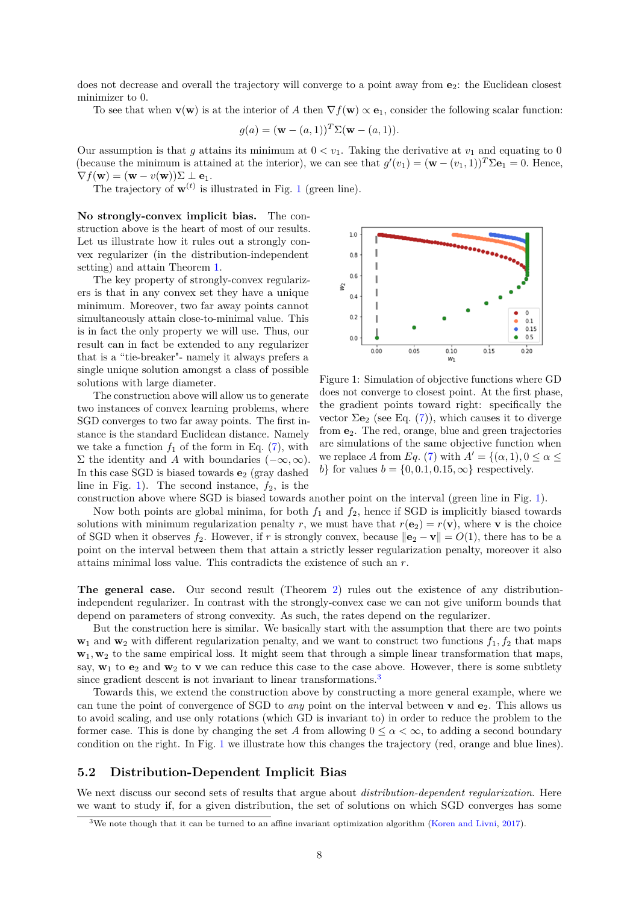does not decrease and overall the trajectory will converge to a point away from $\mathbf{e}_2$: the Euclidean closest minimizer to 0.

To see that when $\mathbf{v}(\mathbf{w})$ is at the interior of $A$ then $\nabla f(\mathbf{w}) \propto \mathbf{e}_1$, consider the following scalar function:

$$g(a) = (\mathbf{w} - (a, 1))^T \Sigma (\mathbf{w} - (a, 1)).$$

Our assumption is that $g$ attains its minimum at $0 < v_1$. Taking the derivative at $v_1$ and equating to 0 (because the minimum is attained at the interior), we can see that $g'(v_1) = (\mathbf{w} - (v_1, 1))^T \Sigma \mathbf{e}_1 = 0$. Hence, $\nabla f(\mathbf{w}) = (\mathbf{w} - v(\mathbf{w}))\Sigma \perp \mathbf{e}_1$.

The trajectory of $\mathbf{w}^{(t)}$ is illustrated in Fig. 1 (green line).

**No strongly-convex implicit bias.** The construction above is the heart of most of our results. Let us illustrate how it rules out a strongly convex regularizer (in the distribution-independent setting) and attain Theorem 1.

The key property of strongly-convex regularizers is that in any convex set they have a unique minimum. Moreover, two far away points cannot simultaneously attain close-to-minimal value. This is in fact the only property we will use. Thus, our result can in fact be extended to any regularizer that is a "tie-breaker"- namely it always prefers a single unique solution amongst a class of possible solutions with large diameter.

The construction above will allow us to generate two instances of convex learning problems, where SGD converges to two far away points. The first instance is the standard Euclidean distance. Namely we take a function $f_1$ of the form in Eq. (7), with $\Sigma$ the identity and $A$ with boundaries $(-\infty, \infty)$. In this case SGD is biased towards $\mathbf{e}_2$ (gray dashed line in Fig. 1). The second instance, $f_2$, is the construction above where SGD is biased towards another point on the interval (green line in Fig. 1).

Figure 1: Simulation of objective functions where GD does not converge to closest point. At the first phase, the gradient points toward right: specifically the vector $\Sigma \mathbf{e}_2$ (see Eq. (7)), which causes it to diverge from $\mathbf{e}_2$. The red, orange, blue and green trajectories are simulations of the same objective function when we replace $A$ from *Eq.* (7) with $A' = \{(\alpha, 1), 0 \leq \alpha \leq b\}$ for values $b = \{0, 0.1, 0.15, \infty\}$ respectively.

Now both points are global minima, for both $f_1$ and $f_2$, hence if SGD is implicitly biased towards solutions with minimum regularization penalty $r$, we must have that $r(\mathbf{e}_2) = r(\mathbf{v})$, where $\mathbf{v}$ is the choice of SGD when it observes $f_2$. However, if $r$ is strongly convex, because $\|\mathbf{e}_2 - \mathbf{v}\| = O(1)$, there has to be a point on the interval between them that attain a strictly lesser regularization penalty, moreover it also attains minimal loss value. This contradicts the existence of such an $r$.

**The general case.** Our second result (Theorem 2) rules out the existence of any distribution-independent regularizer. In contrast with the strongly-convex case we can not give uniform bounds that depend on parameters of strong convexity. As such, the rates depend on the regularizer.

But the construction here is similar. We basically start with the assumption that there are two points $\mathbf{w}_1$ and $\mathbf{w}_2$ with different regularization penalty, and we want to construct two functions $f_1, f_2$ that maps $\mathbf{w}_1, \mathbf{w}_2$ to the same empirical loss. It might seem that through a simple linear transformation that maps, say, $\mathbf{w}_1$ to $\mathbf{e}_2$ and $\mathbf{w}_2$ to $\mathbf{v}$ we can reduce this case to the case above. However, there is some subtlety since gradient descent is not invariant to linear transformations.[3]

Towards this, we extend the construction above by constructing a more general example, where we can tune the point of convergence of SGD to *any* point on the interval between $\mathbf{v}$ and $\mathbf{e}_2$. This allows us to avoid scaling, and use only rotations (which GD is invariant to) in order to reduce the problem to the former case. This is done by changing the set $A$ from allowing $0 \leq \alpha < \infty$, to adding a second boundary condition on the right. In Fig. 1 we illustrate how this changes the trajectory (red, orange and blue lines).

## 5.2 Distribution-Dependent Implicit Bias

We next discuss our second sets of results that argue about *distribution-dependent regularization*. Here we want to study if, for a given distribution, the set of solutions on which SGD converges has some

[3]We note though that it can be turned to an affine invariant optimization algorithm (Koren and Livni, 2017).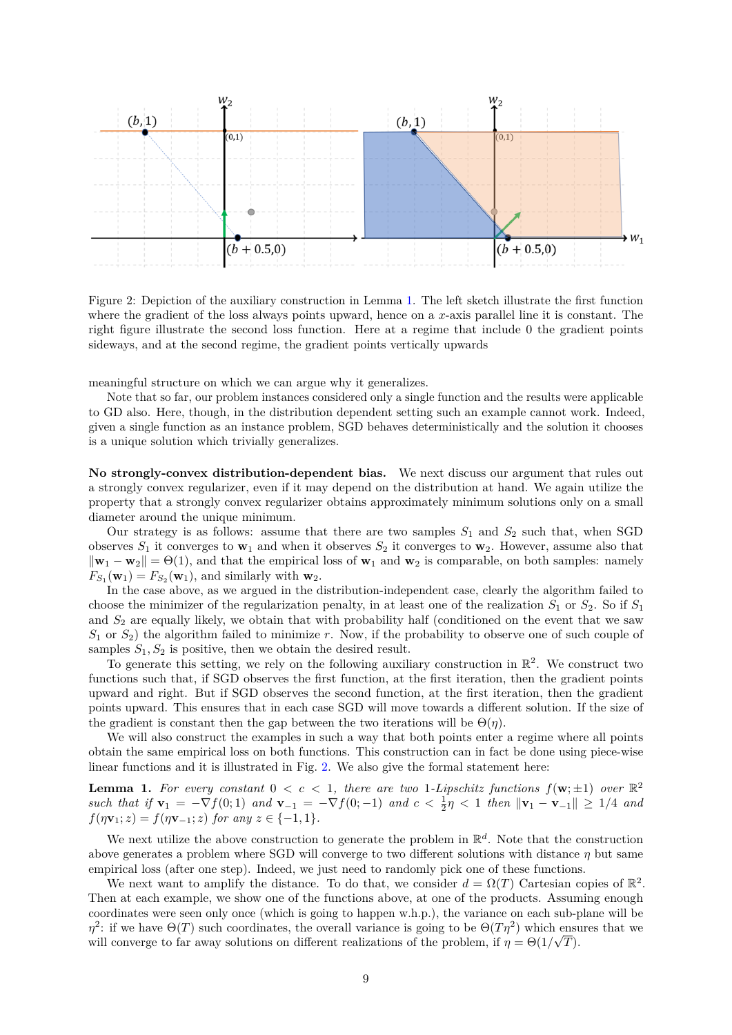Figure 2: Depiction of the auxiliary construction in Lemma 1. The left sketch illustrate the first function where the gradient of the loss always points upward, hence on a $x$-axis parallel line it is constant. The right figure illustrate the second loss function. Here at a regime that include 0 the gradient points sideways, and at the second regime, the gradient points vertically upwards

meaningful structure on which we can argue why it generalizes.

Note that so far, our problem instances considered only a single function and the results were applicable to GD also. Here, though, in the distribution dependent setting such an example cannot work. Indeed, given a single function as an instance problem, SGD behaves deterministically and the solution it chooses is a unique solution which trivially generalizes.

**No strongly-convex distribution-dependent bias.** We next discuss our argument that rules out a strongly convex regularizer, even if it may depend on the distribution at hand. We again utilize the property that a strongly convex regularizer obtains approximately minimum solutions only on a small diameter around the unique minimum.

Our strategy is as follows: assume that there are two samples $S_1$ and $S_2$ such that, when SGD observes $S_1$ it converges to $\mathbf{w}_1$ and when it observes $S_2$ it converges to $\mathbf{w}_2$. However, assume also that $\|\mathbf{w}_1 - \mathbf{w}_2\| = \Theta(1)$, and that the empirical loss of $\mathbf{w}_1$ and $\mathbf{w}_2$ is comparable, on both samples: namely $F_{S_1}(\mathbf{w}_1) = F_{S_2}(\mathbf{w}_1)$, and similarly with $\mathbf{w}_2$.

In the case above, as we argued in the distribution-independent case, clearly the algorithm failed to choose the minimizer of the regularization penalty, in at least one of the realization $S_1$ or $S_2$. So if $S_1$ and $S_2$ are equally likely, we obtain that with probability half (conditioned on the event that we saw $S_1$ or $S_2$) the algorithm failed to minimize $r$. Now, if the probability to observe one of such couple of samples $S_1, S_2$ is positive, then we obtain the desired result.

To generate this setting, we rely on the following auxiliary construction in $\mathbb{R}^2$. We construct two functions such that, if SGD observes the first function, at the first iteration, then the gradient points upward and right. But if SGD observes the second function, at the first iteration, then the gradient points upward. This ensures that in each case SGD will move towards a different solution. If the size of the gradient is constant then the gap between the two iterations will be $\Theta(\eta)$.

We will also construct the examples in such a way that both points enter a regime where all points obtain the same empirical loss on both functions. This construction can in fact be done using piece-wise linear functions and it is illustrated in Fig. 2. We also give the formal statement here:

**Lemma 1.** *For every constant $0 < c < 1$, there are two 1-Lipschitz functions $f(\mathbf{w}; \pm 1)$ over $\mathbb{R}^2$ such that if $\mathbf{v}_1 = -\nabla f(0; 1)$ and $\mathbf{v}_{-1} = -\nabla f(0; -1)$ and $c < \frac{1}{2}\eta < 1$ then $\|\mathbf{v}_1 - \mathbf{v}_{-1}\| \geq 1/4$ and $f(\eta \mathbf{v}_1; z) = f(\eta \mathbf{v}_{-1}; z)$ for any $z \in \{-1, 1\}$.*

We next utilize the above construction to generate the problem in $\mathbb{R}^d$. Note that the construction above generates a problem where SGD will converge to two different solutions with distance $\eta$ but same empirical loss (after one step). Indeed, we just need to randomly pick one of these functions.

We next want to amplify the distance. To do that, we consider $d = \Omega(T)$ Cartesian copies of $\mathbb{R}^2$. Then at each example, we show one of the functions above, at one of the products. Assuming enough coordinates were seen only once (which is going to happen w.h.p.), the variance on each sub-plane will be $\eta^2$: if we have $\Theta(T)$ such coordinates, the overall variance is going to be $\Theta(T\eta^2)$ which ensures that we will converge to far away solutions on different realizations of the problem, if $\eta = \Theta(1/\sqrt{T})$.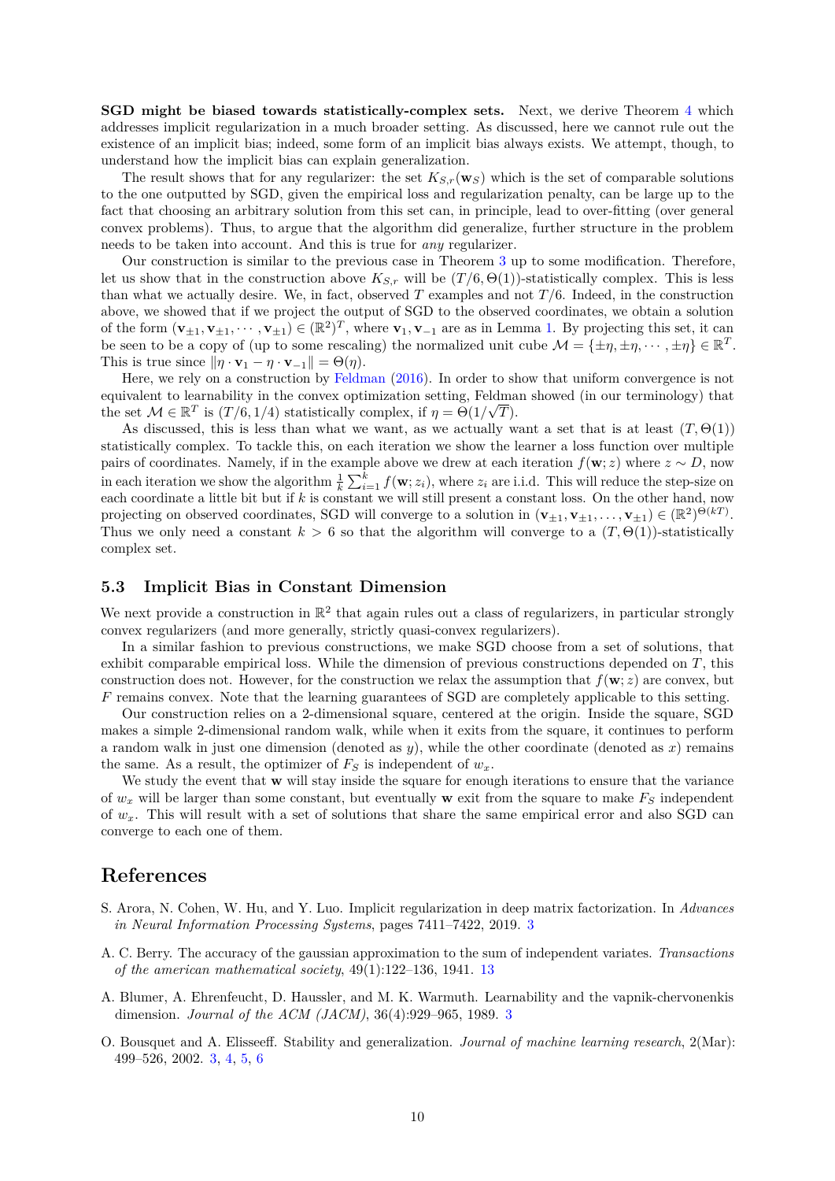**SGD might be biased towards statistically-complex sets.** Next, we derive Theorem 4 which addresses implicit regularization in a much broader setting. As discussed, here we cannot rule out the existence of an implicit bias; indeed, some form of an implicit bias always exists. We attempt, though, to understand how the implicit bias can explain generalization.

The result shows that for any regularizer: the set $K_{S,r}(\mathbf{w}_S)$ which is the set of comparable solutions to the one outputted by SGD, given the empirical loss and regularization penalty, can be large up to the fact that choosing an arbitrary solution from this set can, in principle, lead to over-fitting (over general convex problems). Thus, to argue that the algorithm did generalize, further structure in the problem needs to be taken into account. And this is true for *any* regularizer.

Our construction is similar to the previous case in Theorem 3 up to some modification. Therefore, let us show that in the construction above $K_{S,r}$ will be $(T/6, \Theta(1))$-statistically complex. This is less than what we actually desire. We, in fact, observed $T$ examples and not $T/6$. Indeed, in the construction above, we showed that if we project the output of SGD to the observed coordinates, we obtain a solution of the form $(\mathbf{v}_{\pm 1}, \mathbf{v}_{\pm 1}, \cdots, \mathbf{v}_{\pm 1}) \in (\mathbb{R}^2)^T$, where $\mathbf{v}_1, \mathbf{v}_{-1}$ are as in Lemma 1. By projecting this set, it can be seen to be a copy of (up to some rescaling) the normalized unit cube $\mathcal{M} = \{\pm\eta, \pm\eta, \cdots, \pm\eta\} \in \mathbb{R}^T$. This is true since $\|\eta \cdot \mathbf{v}_1 - \eta \cdot \mathbf{v}_{-1}\| = \Theta(\eta)$.

Here, we rely on a construction by Feldman (2016). In order to show that uniform convergence is not equivalent to learnability in the convex optimization setting, Feldman showed (in our terminology) that the set $\mathcal{M} \in \mathbb{R}^T$ is $(T/6, 1/4)$ statistically complex, if $\eta = \Theta(1/\sqrt{T})$.

As discussed, this is less than what we want, as we actually want a set that is at least $(T, \Theta(1))$ statistically complex. To tackle this, on each iteration we show the learner a loss function over multiple pairs of coordinates. Namely, if in the example above we drew at each iteration $f(\mathbf{w}; z)$ where $z \sim D$, now in each iteration we show the algorithm $\frac{1}{k}\sum_{i=1}^{k} f(\mathbf{w}; z_i)$, where $z_i$ are i.i.d. This will reduce the step-size on each coordinate a little bit but if $k$ is constant we will still present a constant loss. On the other hand, now projecting on observed coordinates, SGD will converge to a solution in $(\mathbf{v}_{\pm 1}, \mathbf{v}_{\pm 1}, \ldots, \mathbf{v}_{\pm 1}) \in (\mathbb{R}^2)^{\Theta(kT)}$. Thus we only need a constant $k > 6$ so that the algorithm will converge to a $(T, \Theta(1))$-statistically complex set.

### 5.3 Implicit Bias in Constant Dimension

We next provide a construction in $\mathbb{R}^2$ that again rules out a class of regularizers, in particular strongly convex regularizers (and more generally, strictly quasi-convex regularizers).

In a similar fashion to previous constructions, we make SGD choose from a set of solutions, that exhibit comparable empirical loss. While the dimension of previous constructions depended on $T$, this construction does not. However, for the construction we relax the assumption that $f(\mathbf{w}; z)$ are convex, but $F$ remains convex. Note that the learning guarantees of SGD are completely applicable to this setting.

Our construction relies on a 2-dimensional square, centered at the origin. Inside the square, SGD makes a simple 2-dimensional random walk, while when it exits from the square, it continues to perform a random walk in just one dimension (denoted as $y$), while the other coordinate (denoted as $x$) remains the same. As a result, the optimizer of $F_S$ is independent of $w_x$.

We study the event that $\mathbf{w}$ will stay inside the square for enough iterations to ensure that the variance of $w_x$ will be larger than some constant, but eventually $\mathbf{w}$ exit from the square to make $F_S$ independent of $w_x$. This will result with a set of solutions that share the same empirical error and also SGD can converge to each one of them.

## References

S. Arora, N. Cohen, W. Hu, and Y. Luo. Implicit regularization in deep matrix factorization. In *Advances in Neural Information Processing Systems*, pages 7411–7422, 2019. 3

A. C. Berry. The accuracy of the gaussian approximation to the sum of independent variates. *Transactions of the american mathematical society*, 49(1):122–136, 1941. 13

A. Blumer, A. Ehrenfeucht, D. Haussler, and M. K. Warmuth. Learnability and the vapnik-chervonenkis dimension. *Journal of the ACM (JACM)*, 36(4):929–965, 1989. 3

O. Bousquet and A. Elisseeff. Stability and generalization. *Journal of machine learning research*, 2(Mar): 499–526, 2002. 3, 4, 5, 6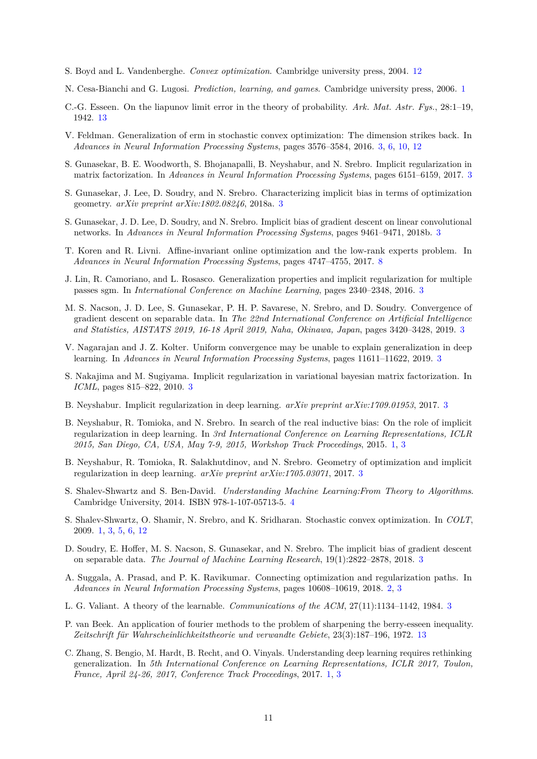S. Boyd and L. Vandenberghe. *Convex optimization*. Cambridge university press, 2004. 12

N. Cesa-Bianchi and G. Lugosi. *Prediction, learning, and games*. Cambridge university press, 2006. 1

C.-G. Esseen. On the liapunov limit error in the theory of probability. *Ark. Mat. Astr. Fys.*, 28:1–19, 1942. 13

V. Feldman. Generalization of erm in stochastic convex optimization: The dimension strikes back. In *Advances in Neural Information Processing Systems*, pages 3576–3584, 2016. 3, 6, 10, 12

S. Gunasekar, B. E. Woodworth, S. Bhojanapalli, B. Neyshabur, and N. Srebro. Implicit regularization in matrix factorization. In *Advances in Neural Information Processing Systems*, pages 6151–6159, 2017. 3

S. Gunasekar, J. Lee, D. Soudry, and N. Srebro. Characterizing implicit bias in terms of optimization geometry. *arXiv preprint arXiv:1802.08246*, 2018a. 3

S. Gunasekar, J. D. Lee, D. Soudry, and N. Srebro. Implicit bias of gradient descent on linear convolutional networks. In *Advances in Neural Information Processing Systems*, pages 9461–9471, 2018b. 3

T. Koren and R. Livni. Affine-invariant online optimization and the low-rank experts problem. In *Advances in Neural Information Processing Systems*, pages 4747–4755, 2017. 8

J. Lin, R. Camoriano, and L. Rosasco. Generalization properties and implicit regularization for multiple passes sgm. In *International Conference on Machine Learning*, pages 2340–2348, 2016. 3

M. S. Nacson, J. D. Lee, S. Gunasekar, P. H. P. Savarese, N. Srebro, and D. Soudry. Convergence of gradient descent on separable data. In *The 22nd International Conference on Artificial Intelligence and Statistics, AISTATS 2019, 16-18 April 2019, Naha, Okinawa, Japan*, pages 3420–3428, 2019. 3

V. Nagarajan and J. Z. Kolter. Uniform convergence may be unable to explain generalization in deep learning. In *Advances in Neural Information Processing Systems*, pages 11611–11622, 2019. 3

S. Nakajima and M. Sugiyama. Implicit regularization in variational bayesian matrix factorization. In *ICML*, pages 815–822, 2010. 3

B. Neyshabur. Implicit regularization in deep learning. *arXiv preprint arXiv:1709.01953*, 2017. 3

B. Neyshabur, R. Tomioka, and N. Srebro. In search of the real inductive bias: On the role of implicit regularization in deep learning. In *3rd International Conference on Learning Representations, ICLR 2015, San Diego, CA, USA, May 7-9, 2015, Workshop Track Proceedings*, 2015. 1, 3

B. Neyshabur, R. Tomioka, R. Salakhutdinov, and N. Srebro. Geometry of optimization and implicit regularization in deep learning. *arXiv preprint arXiv:1705.03071*, 2017. 3

S. Shalev-Shwartz and S. Ben-David. *Understanding Machine Learning:From Theory to Algorithms*. Cambridge University, 2014. ISBN 978-1-107-05713-5. 4

S. Shalev-Shwartz, O. Shamir, N. Srebro, and K. Sridharan. Stochastic convex optimization. In *COLT*, 2009. 1, 3, 5, 6, 12

D. Soudry, E. Hoffer, M. S. Nacson, S. Gunasekar, and N. Srebro. The implicit bias of gradient descent on separable data. *The Journal of Machine Learning Research*, 19(1):2822–2878, 2018. 3

A. Suggala, A. Prasad, and P. K. Ravikumar. Connecting optimization and regularization paths. In *Advances in Neural Information Processing Systems*, pages 10608–10619, 2018. 2, 3

L. G. Valiant. A theory of the learnable. *Communications of the ACM*, 27(11):1134–1142, 1984. 3

P. van Beek. An application of fourier methods to the problem of sharpening the berry-esseen inequality. *Zeitschrift für Wahrscheinlichkeitstheorie und verwandte Gebiete*, 23(3):187–196, 1972. 13

C. Zhang, S. Bengio, M. Hardt, B. Recht, and O. Vinyals. Understanding deep learning requires rethinking generalization. In *5th International Conference on Learning Representations, ICLR 2017, Toulon, France, April 24-26, 2017, Conference Track Proceedings*, 2017. 1, 3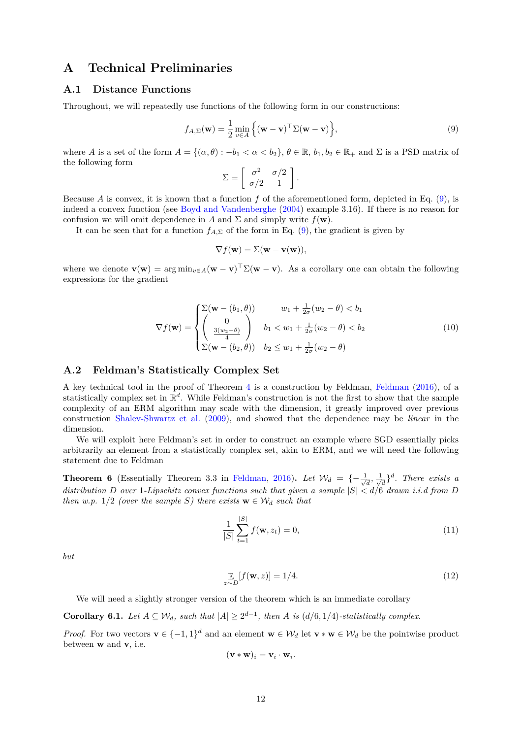# A Technical Preliminaries

## A.1 Distance Functions

Throughout, we will repeatedly use functions of the following form in our constructions:

$$f_{A,\Sigma}(\mathbf{w}) = \frac{1}{2}\min_{v\in A}\Big\{(\mathbf{w}-\mathbf{v})^\top \Sigma(\mathbf{w}-\mathbf{v})\Big\}, \tag{9}$$

where $A$ is a set of the form $A = \{(\alpha,\theta) : -b_1 < \alpha < b_2\}$, $\theta \in \mathbb{R}$, $b_1, b_2 \in \mathbb{R}_+$ and $\Sigma$ is a PSD matrix of the following form

$$\Sigma = \left[\begin{array}{cc} \sigma^2 & \sigma/2 \\ \sigma/2 & 1 \end{array}\right].$$

Because $A$ is convex, it is known that a function $f$ of the aforementioned form, depicted in Eq. (9), is indeed a convex function (see Boyd and Vandenberghe (2004) example 3.16). If there is no reason for confusion we will omit dependence in $A$ and $\Sigma$ and simply write $f(\mathbf{w})$.

It can be seen that for a function $f_{A,\Sigma}$ of the form in Eq. (9), the gradient is given by

$$\nabla f(\mathbf{w}) = \Sigma(\mathbf{w} - \mathbf{v}(\mathbf{w})),$$

where we denote $\mathbf{v}(\mathbf{w}) = \arg\min_{v\in A}(\mathbf{w}-\mathbf{v})^\top\Sigma(\mathbf{w}-\mathbf{v})$. As a corollary one can obtain the following expressions for the gradient

$$\nabla f(\mathbf{w}) = \begin{cases} \Sigma(\mathbf{w} - (b_1,\theta)) & w_1 + \frac{1}{2\sigma}(w_2-\theta) < b_1 \\ \left(\begin{array}{c} 0 \\ \frac{3(w_2-\theta)}{4}\end{array}\right) & b_1 < w_1 + \frac{1}{2\sigma}(w_2-\theta) < b_2 \\ \Sigma(\mathbf{w} - (b_2,\theta)) & b_2 \le w_1 + \frac{1}{2\sigma}(w_2-\theta) \end{cases} \tag{10}$$

## A.2 Feldman's Statistically Complex Set

A key technical tool in the proof of Theorem 4 is a construction by Feldman, Feldman (2016), of a statistically complex set in $\mathbb{R}^d$. While Feldman's construction is not the first to show that the sample complexity of an ERM algorithm may scale with the dimension, it greatly improved over previous construction Shalev-Shwartz et al. (2009), and showed that the dependence may be *linear* in the dimension.

We will exploit here Feldman's set in order to construct an example where SGD essentially picks arbitrarily an element from a statistically complex set, akin to ERM, and we will need the following statement due to Feldman

**Theorem 6** (Essentially Theorem 3.3 in Feldman, 2016)**.** *Let $\mathcal{W}_d = \{-\frac{1}{\sqrt{d}}, \frac{1}{\sqrt{d}}\}^d$. There exists a distribution $D$ over 1-Lipschitz convex functions such that given a sample $|S| < d/6$ drawn i.i.d from $D$ then w.p. 1/2 (over the sample $S$) there exists $\mathbf{w} \in \mathcal{W}_d$ such that*

$$\frac{1}{|S|}\sum_{t=1}^{|S|} f(\mathbf{w}, z_t) = 0, \tag{11}$$

*but*

$$\mathop{\mathbb{E}}_{z\sim D}[f(\mathbf{w}, z)] = 1/4. \tag{12}$$

We will need a slightly stronger version of the theorem which is an immediate corollary

**Corollary 6.1.** *Let $A \subseteq \mathcal{W}_d$, such that $|A| \ge 2^{d-1}$, then $A$ is $(d/6, 1/4)$-statistically complex.*

*Proof.* For two vectors $\mathbf{v} \in \{-1,1\}^d$ and an element $\mathbf{w} \in \mathcal{W}_d$ let $\mathbf{v} * \mathbf{w} \in \mathcal{W}_d$ be the pointwise product between $\mathbf{w}$ and $\mathbf{v}$, i.e.

$$(\mathbf{v} * \mathbf{w})_i = \mathbf{v}_i \cdot \mathbf{w}_i.$$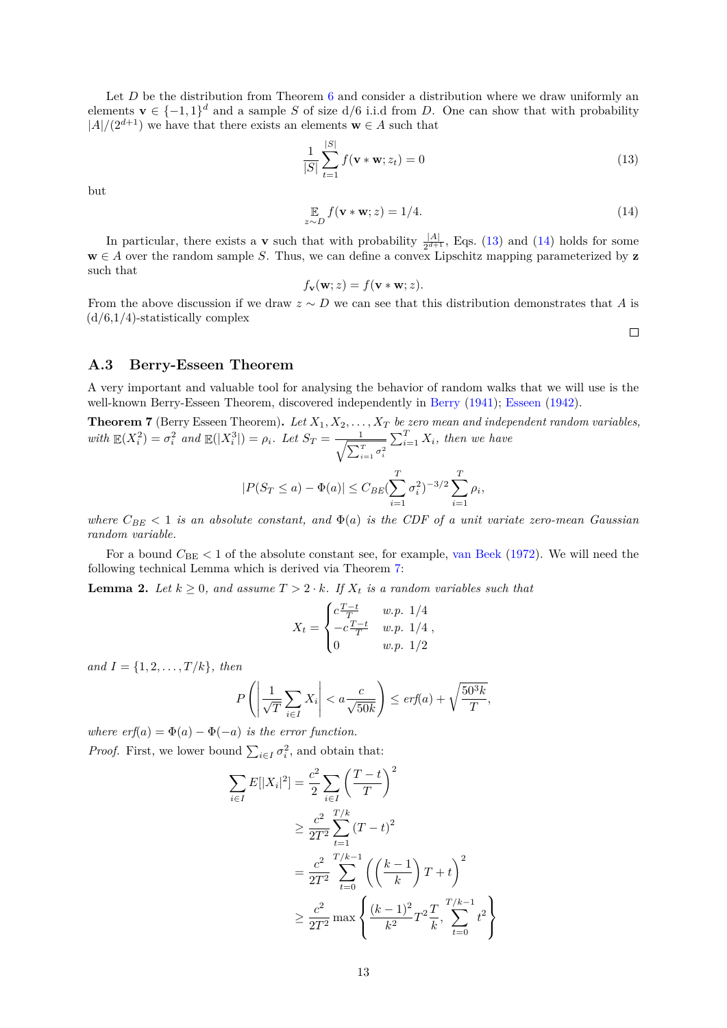Let $D$ be the distribution from Theorem 6 and consider a distribution where we draw uniformly an elements $\mathbf{v} \in \{-1,1\}^d$ and a sample $S$ of size d/6 i.i.d from $D$. One can show that with probability $|A|/(2^{d+1})$ we have that there exists an elements $\mathbf{w} \in A$ such that

$$\frac{1}{|S|}\sum_{t=1}^{|S|} f(\mathbf{v} * \mathbf{w}; z_t) = 0 \tag{13}$$

but

$$\mathop{\mathbb{E}}_{z\sim D} f(\mathbf{v} * \mathbf{w}; z) = 1/4. \tag{14}$$

In particular, there exists a $\mathbf{v}$ such that with probability $\frac{|A|}{2^{d+1}}$, Eqs. (13) and (14) holds for some $\mathbf{w} \in A$ over the random sample $S$. Thus, we can define a convex Lipschitz mapping parameterized by $\mathbf{z}$ such that

$$f_{\mathbf{v}}(\mathbf{w}; z) = f(\mathbf{v} * \mathbf{w}; z).$$

From the above discussion if we draw $z \sim D$ we can see that this distribution demonstrates that $A$ is (d/6,1/4)-statistically complex

□

## A.3 Berry-Esseen Theorem

A very important and valuable tool for analysing the behavior of random walks that we will use is the well-known Berry-Esseen Theorem, discovered independently in Berry (1941); Esseen (1942).

**Theorem 7** (Berry Esseen Theorem)**.** *Let $X_1, X_2, \dots, X_T$ be zero mean and independent random variables, with $\mathbb{E}(X_i^2) = \sigma_i^2$ and $\mathbb{E}(|X_i^3|) = \rho_i$. Let $S_T = \frac{1}{\sqrt{\sum_{i=1}^T \sigma_i^2}}\sum_{i=1}^T X_i$, then we have*

$$|P(S_T \le a) - \Phi(a)| \le C_{BE}(\sum_{i=1}^T \sigma_i^2)^{-3/2}\sum_{i=1}^T \rho_i,$$

*where $C_{BE} < 1$ is an absolute constant, and $\Phi(a)$ is the CDF of a unit variate zero-mean Gaussian random variable.*

For a bound $C_{\text{BE}} < 1$ of the absolute constant see, for example, van Beek (1972). We will need the following technical Lemma which is derived via Theorem 7:

**Lemma 2.** *Let $k \ge 0$, and assume $T > 2 \cdot k$. If $X_t$ is a random variables such that*

$$X_t = \begin{cases} c\frac{T-t}{T} & w.p.\ 1/4 \\ -c\frac{T-t}{T} & w.p.\ 1/4 \\ 0 & w.p.\ 1/2 \end{cases},$$

*and $I = \{1, 2, \dots, T/k\}$, then*

$$P\left(\left|\frac{1}{\sqrt{T}}\sum_{i\in I} X_i\right| < a\frac{c}{\sqrt{50k}}\right) \le \mathit{erf}(a) + \sqrt{\frac{50^3 k}{T}},$$

*where $\mathit{erf}(a) = \Phi(a) - \Phi(-a)$ is the error function.*

*Proof.* First, we lower bound $\sum_{i\in I}\sigma_i^2$, and obtain that:

$$\begin{aligned}
\sum_{i\in I} E[|X_i|^2] &= \frac{c^2}{2}\sum_{i\in I}\left(\frac{T-t}{T}\right)^2 \\
&\ge \frac{c^2}{2T^2}\sum_{t=1}^{T/k}(T-t)^2 \\
&= \frac{c^2}{2T^2}\sum_{t=0}^{T/k-1}\left(\left(\frac{k-1}{k}\right)T + t\right)^2 \\
&\ge \frac{c^2}{2T^2}\max\left\{\frac{(k-1)^2}{k^2}T^2\frac{T}{k}, \sum_{t=0}^{T/k-1} t^2\right\}
\end{aligned}$$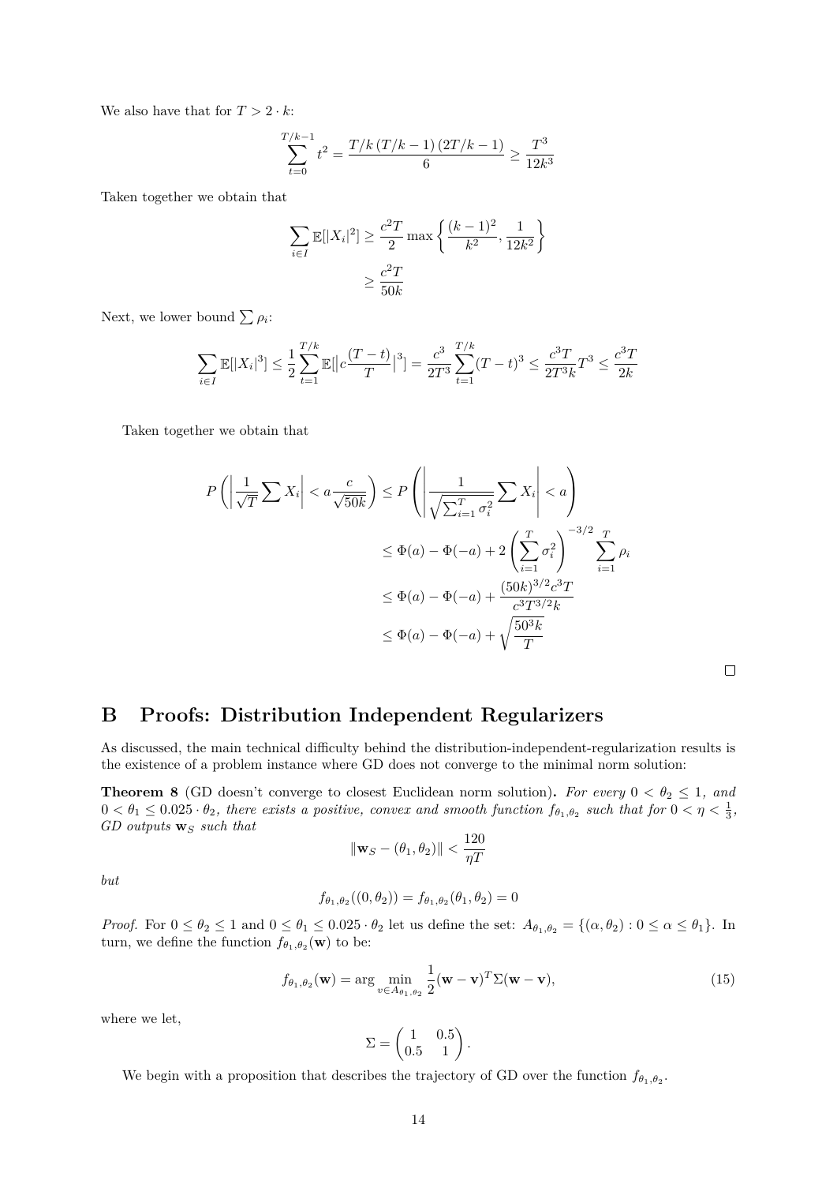We also have that for $T > 2 \cdot k$:

$$\sum_{t=0}^{T/k-1} t^2 = \frac{T/k\,(T/k-1)\,(2T/k-1)}{6} \geq \frac{T^3}{12k^3}$$

Taken together we obtain that

$$\begin{aligned}\sum_{i\in I} \mathbb{E}[|X_i|^2] &\geq \frac{c^2 T}{2} \max\left\{\frac{(k-1)^2}{k^2}, \frac{1}{12k^2}\right\} \\ &\geq \frac{c^2 T}{50k}\end{aligned}$$

Next, we lower bound $\sum \rho_i$:

$$\sum_{i\in I} \mathbb{E}[|X_i|^3] \leq \frac{1}{2}\sum_{t=1}^{T/k} \mathbb{E}[\big|c\frac{(T-t)}{T}\big|^3] = \frac{c^3}{2T^3}\sum_{t=1}^{T/k}(T-t)^3 \leq \frac{c^3 T}{2T^3 k} T^3 \leq \frac{c^3 T}{2k}$$

Taken together we obtain that

$$\begin{aligned}P\left(\left|\frac{1}{\sqrt{T}}\sum X_i\right| < a\frac{c}{\sqrt{50k}}\right) &\leq P\left(\left|\frac{1}{\sqrt{\sum_{i=1}^T \sigma_i^2}}\sum X_i\right| < a\right) \\ &\leq \Phi(a) - \Phi(-a) + 2\left(\sum_{i=1}^T \sigma_i^2\right)^{-3/2}\sum_{i=1}^T \rho_i \\ &\leq \Phi(a) - \Phi(-a) + \frac{(50k)^{3/2} c^3 T}{c^3 T^{3/2} k} \\ &\leq \Phi(a) - \Phi(-a) + \sqrt{\frac{50^3 k}{T}}\end{aligned}$$

□

# B Proofs: Distribution Independent Regularizers

As discussed, the main technical difficulty behind the distribution-independent-regularization results is the existence of a problem instance where GD does not converge to the minimal norm solution:

**Theorem 8** (GD doesn't converge to closest Euclidean norm solution). *For every $0 < \theta_2 \leq 1$, and $0 < \theta_1 \leq 0.025 \cdot \theta_2$, there exists a positive, convex and smooth function $f_{\theta_1,\theta_2}$ such that for $0 < \eta < \frac{1}{3}$, GD outputs $\mathbf{w}_S$ such that*

$$\|\mathbf{w}_S - (\theta_1, \theta_2)\| < \frac{120}{\eta T}$$

*but*

$$f_{\theta_1,\theta_2}((0,\theta_2)) = f_{\theta_1,\theta_2}(\theta_1,\theta_2) = 0$$

*Proof.* For $0 \leq \theta_2 \leq 1$ and $0 \leq \theta_1 \leq 0.025 \cdot \theta_2$ let us define the set: $A_{\theta_1,\theta_2} = \{(\alpha,\theta_2) : 0 \leq \alpha \leq \theta_1\}$. In turn, we define the function $f_{\theta_1,\theta_2}(\mathbf{w})$ to be:

$$f_{\theta_1,\theta_2}(\mathbf{w}) = \arg\min_{v\in A_{\theta_1,\theta_2}} \frac{1}{2}(\mathbf{w}-\mathbf{v})^T \Sigma (\mathbf{w}-\mathbf{v}), \tag{15}$$

where we let,

$$\Sigma = \begin{pmatrix} 1 & 0.5 \\ 0.5 & 1\end{pmatrix}.$$

We begin with a proposition that describes the trajectory of GD over the function $f_{\theta_1,\theta_2}$.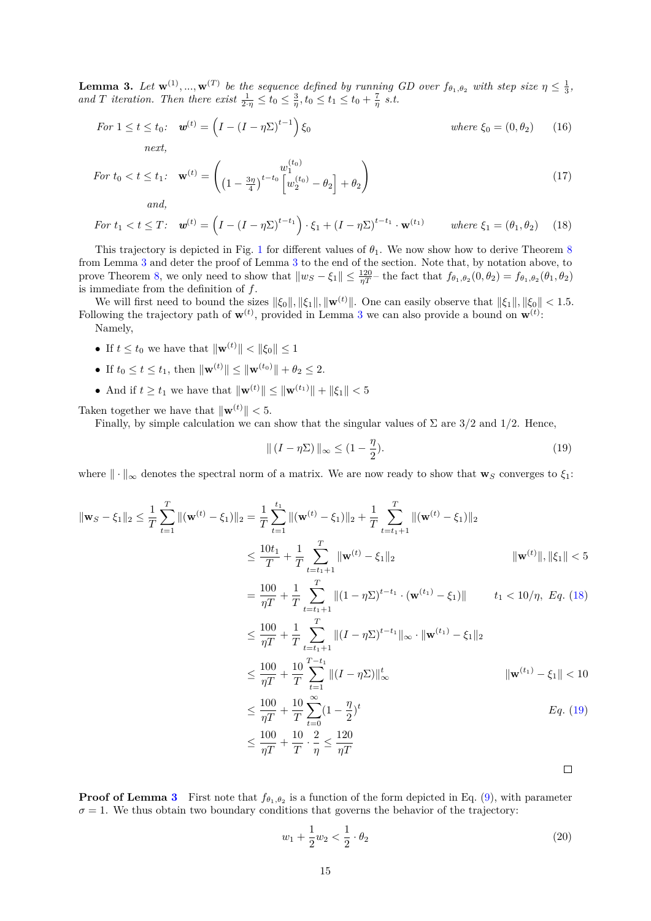**Lemma 3.** *Let $\mathbf{w}^{(1)},...,\mathbf{w}^{(T)}$ be the sequence defined by running GD over $f_{\theta_1,\theta_2}$ with step size $\eta \leq \frac{1}{3}$, and $T$ iteration. Then there exist $\frac{1}{2\cdot\eta} \leq t_0 \leq \frac{3}{\eta}, t_0 \leq t_1 \leq t_0 + \frac{7}{\eta}$ s.t.*

$$\text{For } 1 \leq t \leq t_0: \quad \boldsymbol{w}^{(t)} = \left(I - (I - \eta\Sigma)^{t-1}\right)\xi_0 \qquad \text{where } \xi_0 = (0, \theta_2) \tag{16}$$

*next,*

$$\text{For } t_0 < t \leq t_1: \quad \mathbf{w}^{(t)} = \begin{pmatrix} w_1^{(t_0)} \\ (1 - \frac{3\eta}{4})^{t-t_0}\left[w_2^{(t_0)} - \theta_2\right] + \theta_2 \end{pmatrix} \tag{17}$$

*and,*

$$\text{For } t_1 < t \leq T: \quad \boldsymbol{w}^{(t)} = \left(I - (I - \eta\Sigma)^{t-t_1}\right) \cdot \xi_1 + (I - \eta\Sigma)^{t-t_1} \cdot \mathbf{w}^{(t_1)} \qquad \text{where } \xi_1 = (\theta_1, \theta_2) \tag{18}$$

This trajectory is depicted in Fig. 1 for different values of $\theta_1$. We now show how to derive Theorem 8 from Lemma 3 and deter the proof of Lemma 3 to the end of the section. Note that, by notation above, to prove Theorem 8, we only need to show that $\|w_S - \xi_1\| \leq \frac{120}{\eta T}$ the fact that $f_{\theta_1,\theta_2}(0, \theta_2) = f_{\theta_1,\theta_2}(\theta_1, \theta_2)$ is immediate from the definition of $f$.

We will first need to bound the sizes $\|\xi_0\|, \|\xi_1\|, \|\mathbf{w}^{(t)}\|$. One can easily observe that $\|\xi_1\|, \|\xi_0\| < 1.5$. Following the trajectory path of $\mathbf{w}^{(t)}$, provided in Lemma 3 we can also provide a bound on $\mathbf{w}^{(t)}$:

Namely,

- If $t \leq t_0$ we have that $\|\mathbf{w}^{(t)}\| < \|\xi_0\| \leq 1$
- If $t_0 \leq t \leq t_1$, then $\|\mathbf{w}^{(t)}\| \leq \|\mathbf{w}^{(t_0)}\| + \theta_2 \leq 2$.
- And if $t \geq t_1$ we have that $\|\mathbf{w}^{(t)}\| \leq \|\mathbf{w}^{(t_1)}\| + \|\xi_1\| < 5$

Taken together we have that $\|\mathbf{w}^{(t)}\| < 5$.

Finally, by simple calculation we can show that the singular values of $\Sigma$ are $3/2$ and $1/2$. Hence,

$$\|(I - \eta\Sigma)\|_\infty \leq (1 - \frac{\eta}{2}). \tag{19}$$

where $\|\cdot\|_\infty$ denotes the spectral norm of a matrix. We are now ready to show that $\mathbf{w}_S$ converges to $\xi_1$:

$$\begin{aligned}
\|\mathbf{w}_S - \xi_1\|_2 \leq \frac{1}{T}\sum_{t=1}^{T}\|(\mathbf{w}^{(t)} - \xi_1)\|_2 &= \frac{1}{T}\sum_{t=1}^{t_1}\|(\mathbf{w}^{(t)} - \xi_1)\|_2 + \frac{1}{T}\sum_{t=t_1+1}^{T}\|(\mathbf{w}^{(t)} - \xi_1)\|_2 \\
&\leq \frac{10t_1}{T} + \frac{1}{T}\sum_{t=t_1+1}^{T}\|\mathbf{w}^{(t)} - \xi_1\|_2 && \|\mathbf{w}^{(t)}\|, \|\xi_1\| < 5 \\
&= \frac{100}{\eta T} + \frac{1}{T}\sum_{t=t_1+1}^{T}\|(1 - \eta\Sigma)^{t-t_1} \cdot (\mathbf{w}^{(t_1)} - \xi_1)\| && t_1 < 10/\eta, \text{ Eq. (18)} \\
&\leq \frac{100}{\eta T} + \frac{1}{T}\sum_{t=t_1+1}^{T}\|(I - \eta\Sigma)^{t-t_1}\|_\infty \cdot \|\mathbf{w}^{(t_1)} - \xi_1\|_2 \\
&\leq \frac{100}{\eta T} + \frac{10}{T}\sum_{t=1}^{T-t_1}\|(I - \eta\Sigma)\|_\infty^t && \|\mathbf{w}^{(t_1)} - \xi_1\| < 10 \\
&\leq \frac{100}{\eta T} + \frac{10}{T}\sum_{t=0}^{\infty}(1 - \frac{\eta}{2})^t && \text{Eq. (19)} \\
&\leq \frac{100}{\eta T} + \frac{10}{T} \cdot \frac{2}{\eta} \leq \frac{120}{\eta T}
\end{aligned}$$

$\square$

**Proof of Lemma 3** First note that $f_{\theta_1,\theta_2}$ is a function of the form depicted in Eq. (9), with parameter $\sigma = 1$. We thus obtain two boundary conditions that governs the behavior of the trajectory:

$$w_1 + \frac{1}{2}w_2 < \frac{1}{2} \cdot \theta_2 \tag{20}$$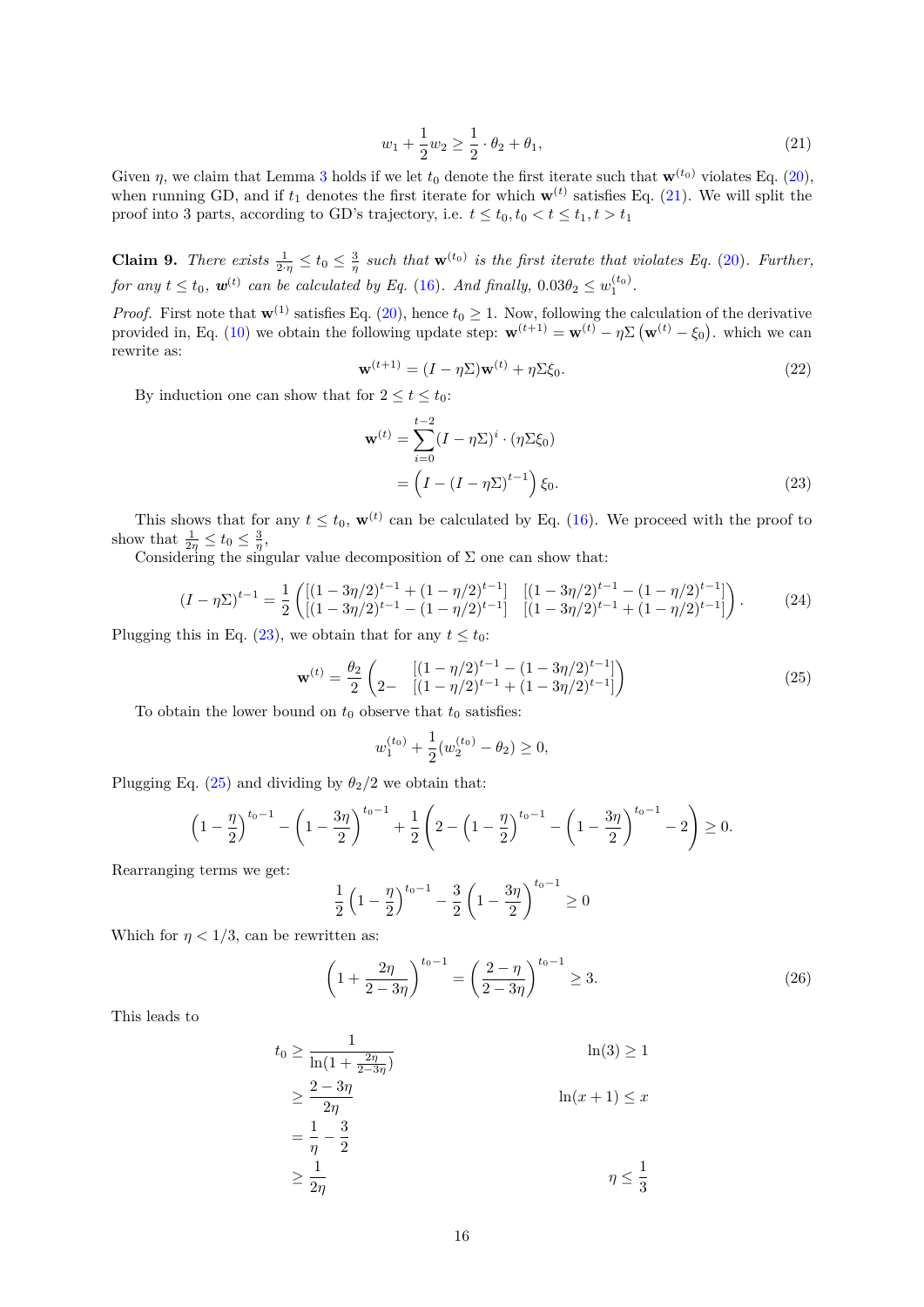$$w_1 + \frac{1}{2}w_2 \geq \frac{1}{2} \cdot \theta_2 + \theta_1, \tag{21}$$

Given $\eta$, we claim that Lemma 3 holds if we let $t_0$ denote the first iterate such that $\mathbf{w}^{(t_0)}$ violates Eq. (20), when running GD, and if $t_1$ denotes the first iterate for which $\mathbf{w}^{(t)}$ satisfies Eq. (21). We will split the proof into 3 parts, according to GD's trajectory, i.e. $t \leq t_0, t_0 < t \leq t_1, t > t_1$

**Claim 9.** *There exists $\frac{1}{2 \cdot \eta} \leq t_0 \leq \frac{3}{\eta}$ such that $\mathbf{w}^{(t_0)}$ is the first iterate that violates Eq. (20). Further, for any $t \leq t_0$, $\boldsymbol{w}^{(t)}$ can be calculated by Eq. (16). And finally, $0.03\theta_2 \leq w_1^{(t_0)}$.*

*Proof.* First note that $\mathbf{w}^{(1)}$ satisfies Eq. (20), hence $t_0 \geq 1$. Now, following the calculation of the derivative provided in, Eq. (10) we obtain the following update step: $\mathbf{w}^{(t+1)} = \mathbf{w}^{(t)} - \eta \Sigma \left(\mathbf{w}^{(t)} - \xi_0\right)$. which we can rewrite as:

$$\mathbf{w}^{(t+1)} = (I - \eta\Sigma)\mathbf{w}^{(t)} + \eta\Sigma\xi_0. \tag{22}$$

By induction one can show that for $2 \leq t \leq t_0$:

$$\begin{aligned}
\mathbf{w}^{(t)} &= \sum_{i=0}^{t-2} (I - \eta\Sigma)^i \cdot (\eta\Sigma\xi_0) \\
&= \left(I - (I - \eta\Sigma)^{t-1}\right)\xi_0.
\end{aligned} \tag{23}$$

This shows that for any $t \leq t_0$, $\mathbf{w}^{(t)}$ can be calculated by Eq. (16). We proceed with the proof to show that $\frac{1}{2\eta} \leq t_0 \leq \frac{3}{\eta}$,

Considering the singular value decomposition of $\Sigma$ one can show that:

$$(I - \eta\Sigma)^{t-1} = \frac{1}{2}\begin{pmatrix} [(1-3\eta/2)^{t-1} + (1-\eta/2)^{t-1}] & [(1-3\eta/2)^{t-1} - (1-\eta/2)^{t-1}] \\ [(1-3\eta/2)^{t-1} - (1-\eta/2)^{t-1}] & [(1-3\eta/2)^{t-1} + (1-\eta/2)^{t-1}] \end{pmatrix}. \tag{24}$$

Plugging this in Eq. (23), we obtain that for any $t \leq t_0$:

$$\mathbf{w}^{(t)} = \frac{\theta_2}{2}\begin{pmatrix} [(1-\eta/2)^{t-1} - (1-3\eta/2)^{t-1}] \\ 2 - \ [(1-\eta/2)^{t-1} + (1-3\eta/2)^{t-1}] \end{pmatrix} \tag{25}$$

To obtain the lower bound on $t_0$ observe that $t_0$ satisfies:

$$w_1^{(t_0)} + \frac{1}{2}(w_2^{(t_0)} - \theta_2) \geq 0,$$

Plugging Eq. (25) and dividing by $\theta_2/2$ we obtain that:

$$\left(1 - \frac{\eta}{2}\right)^{t_0-1} - \left(1 - \frac{3\eta}{2}\right)^{t_0-1} + \frac{1}{2}\left(2 - \left(1 - \frac{\eta}{2}\right)^{t_0-1} - \left(1 - \frac{3\eta}{2}\right)^{t_0-1} - 2\right) \geq 0.$$

Rearranging terms we get:

$$\frac{1}{2}\left(1 - \frac{\eta}{2}\right)^{t_0-1} - \frac{3}{2}\left(1 - \frac{3\eta}{2}\right)^{t_0-1} \geq 0$$

Which for $\eta < 1/3$, can be rewritten as:

$$\left(1 + \frac{2\eta}{2-3\eta}\right)^{t_0-1} = \left(\frac{2-\eta}{2-3\eta}\right)^{t_0-1} \geq 3. \tag{26}$$

This leads to

$$\begin{aligned}
t_0 &\geq \frac{1}{\ln(1 + \frac{2\eta}{2-3\eta})} && \ln(3) \geq 1 \\
&\geq \frac{2-3\eta}{2\eta} && \ln(x+1) \leq x \\
&= \frac{1}{\eta} - \frac{3}{2} \\
&\geq \frac{1}{2\eta} && \eta \leq \frac{1}{3}
\end{aligned}$$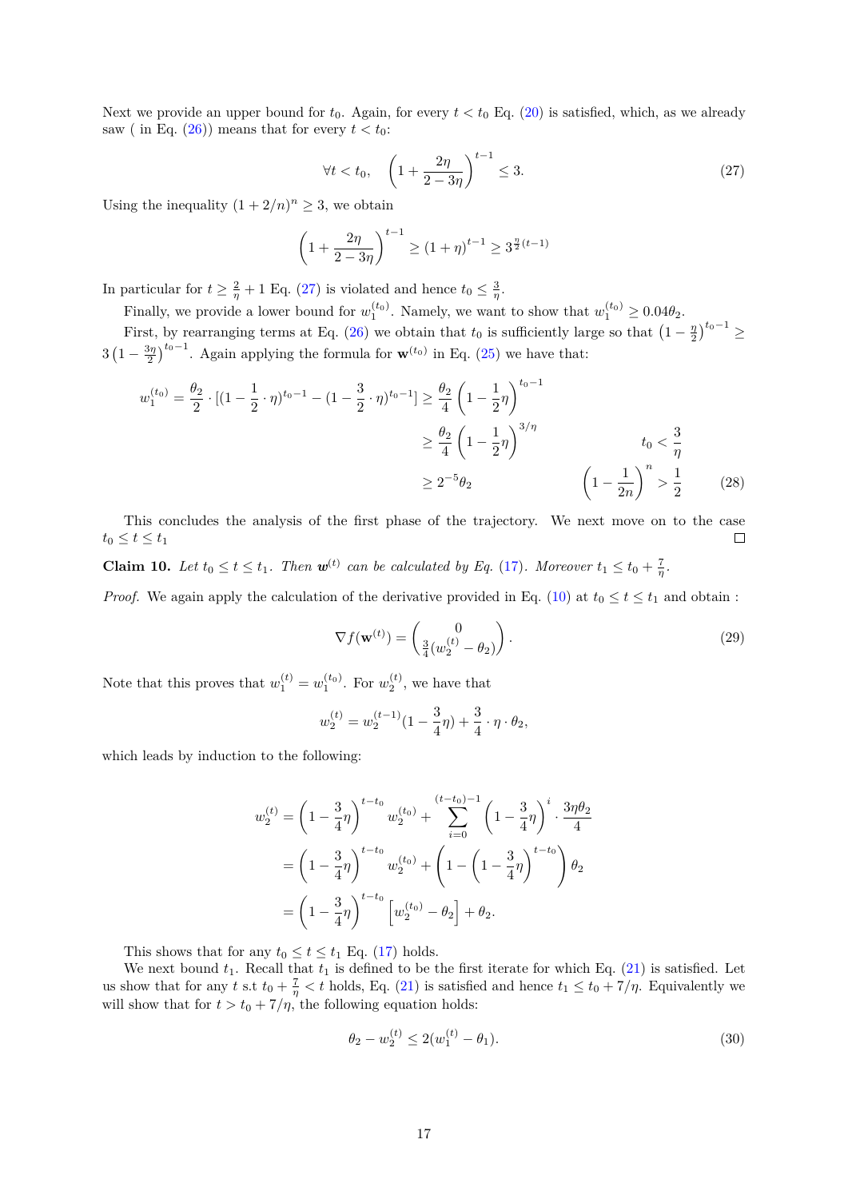Next we provide an upper bound for $t_0$. Again, for every $t < t_0$ Eq. (20) is satisfied, which, as we already saw ( in Eq. (26)) means that for every $t < t_0$:

$$\forall t < t_0, \quad \left(1 + \frac{2\eta}{2 - 3\eta}\right)^{t-1} \leq 3. \tag{27}$$

Using the inequality $(1 + 2/n)^n \geq 3$, we obtain

$$\left(1 + \frac{2\eta}{2 - 3\eta}\right)^{t-1} \geq (1 + \eta)^{t-1} \geq 3^{\frac{\eta}{2}(t-1)}$$

In particular for $t \geq \frac{2}{\eta} + 1$ Eq. (27) is violated and hence $t_0 \leq \frac{3}{\eta}$.

Finally, we provide a lower bound for $w_1^{(t_0)}$. Namely, we want to show that $w_1^{(t_0)} \geq 0.04\theta_2$.

First, by rearranging terms at Eq. (26) we obtain that $t_0$ is sufficiently large so that $\left(1 - \frac{\eta}{2}\right)^{t_0 - 1} \geq 3\left(1 - \frac{3\eta}{2}\right)^{t_0 - 1}$. Again applying the formula for $\mathbf{w}^{(t_0)}$ in Eq. (25) we have that:

$$\begin{aligned}
w_1^{(t_0)} = \frac{\theta_2}{2} \cdot [(1 - \frac{1}{2} \cdot \eta)^{t_0 - 1} - (1 - \frac{3}{2} \cdot \eta)^{t_0 - 1}] &\geq \frac{\theta_2}{4}\left(1 - \frac{1}{2}\eta\right)^{t_0 - 1} \\
&\geq \frac{\theta_2}{4}\left(1 - \frac{1}{2}\eta\right)^{3/\eta} && t_0 < \frac{3}{\eta} \\
&\geq 2^{-5}\theta_2 && \left(1 - \frac{1}{2n}\right)^n > \frac{1}{2}
\end{aligned} \tag{28}$$

This concludes the analysis of the first phase of the trajectory. We next move on to the case $t_0 \leq t \leq t_1$ □

**Claim 10.** *Let $t_0 \leq t \leq t_1$. Then $\boldsymbol{w}^{(t)}$ can be calculated by Eq. (17). Moreover $t_1 \leq t_0 + \frac{7}{\eta}$.*

*Proof.* We again apply the calculation of the derivative provided in Eq. (10) at $t_0 \leq t \leq t_1$ and obtain :

$$\nabla f(\mathbf{w}^{(t)}) = \begin{pmatrix} 0 \\ \frac{3}{4}(w_2^{(t)} - \theta_2) \end{pmatrix}. \tag{29}$$

Note that this proves that $w_1^{(t)} = w_1^{(t_0)}$. For $w_2^{(t)}$, we have that

$$w_2^{(t)} = w_2^{(t-1)}(1 - \frac{3}{4}\eta) + \frac{3}{4} \cdot \eta \cdot \theta_2,$$

which leads by induction to the following:

$$\begin{aligned}
w_2^{(t)} &= \left(1 - \frac{3}{4}\eta\right)^{t - t_0} w_2^{(t_0)} + \sum_{i=0}^{(t-t_0)-1} \left(1 - \frac{3}{4}\eta\right)^i \cdot \frac{3\eta\theta_2}{4} \\
&= \left(1 - \frac{3}{4}\eta\right)^{t - t_0} w_2^{(t_0)} + \left(1 - \left(1 - \frac{3}{4}\eta\right)^{t - t_0}\right)\theta_2 \\
&= \left(1 - \frac{3}{4}\eta\right)^{t - t_0}\left[w_2^{(t_0)} - \theta_2\right] + \theta_2.
\end{aligned}$$

This shows that for any $t_0 \leq t \leq t_1$ Eq. (17) holds.

We next bound $t_1$. Recall that $t_1$ is defined to be the first iterate for which Eq. (21) is satisfied. Let us show that for any $t$ s.t $t_0 + \frac{7}{\eta} < t$ holds, Eq. (21) is satisfied and hence $t_1 \leq t_0 + 7/\eta$. Equivalently we will show that for $t > t_0 + 7/\eta$, the following equation holds:

$$\theta_2 - w_2^{(t)} \leq 2(w_1^{(t)} - \theta_1). \tag{30}$$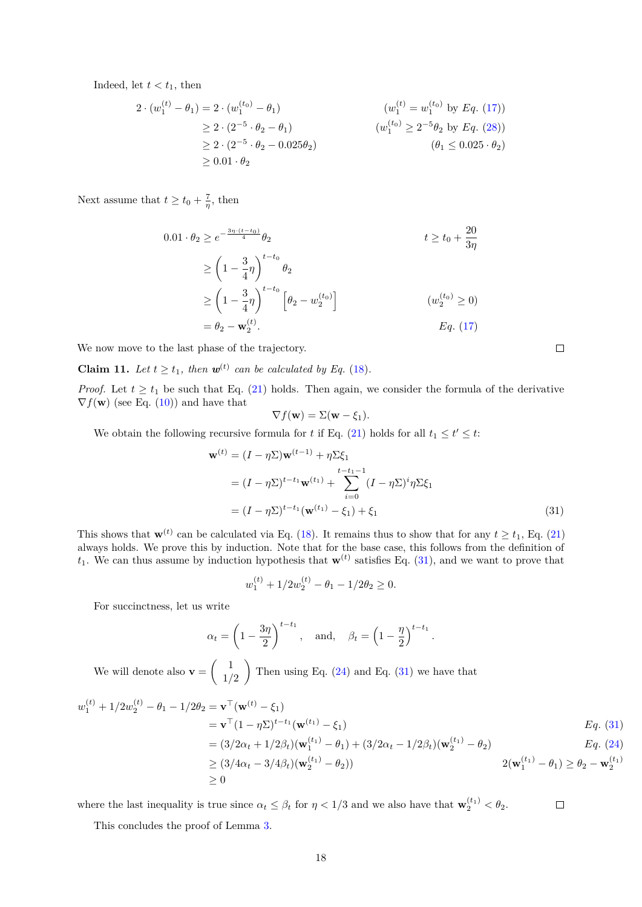Indeed, let $t < t_1$, then

$$
\begin{aligned}
2 \cdot (w_1^{(t)} - \theta_1) &= 2 \cdot (w_1^{(t_0)} - \theta_1) && (w_1^{(t)} = w_1^{(t_0)} \text{ by } Eq.\ (17)) \\
&\geq 2 \cdot (2^{-5} \cdot \theta_2 - \theta_1) && (w_1^{(t_0)} \geq 2^{-5}\theta_2 \text{ by } Eq.\ (28)) \\
&\geq 2 \cdot (2^{-5} \cdot \theta_2 - 0.025\theta_2) && (\theta_1 \leq 0.025 \cdot \theta_2) \\
&\geq 0.01 \cdot \theta_2
\end{aligned}
$$

Next assume that $t \geq t_0 + \frac{7}{\eta}$, then

$$
\begin{aligned}
0.01 \cdot \theta_2 &\geq e^{-\frac{3\eta \cdot (t - t_0)}{4}} \theta_2 && t \geq t_0 + \frac{20}{3\eta} \\
&\geq \left(1 - \frac{3}{4}\eta\right)^{t - t_0} \theta_2 \\
&\geq \left(1 - \frac{3}{4}\eta\right)^{t - t_0} \left[\theta_2 - w_2^{(t_0)}\right] && (w_2^{(t_0)} \geq 0) \\
&= \theta_2 - \mathbf{w}_2^{(t)}. && Eq.\ (17)
\end{aligned}
$$

We now move to the last phase of the trajectory. ◻

**Claim 11.** *Let $t \geq t_1$, then $\boldsymbol{w}^{(t)}$ can be calculated by Eq. (18).*

*Proof.* Let $t \geq t_1$ be such that Eq. (21) holds. Then again, we consider the formula of the derivative $\nabla f(\mathbf{w})$ (see Eq. (10)) and have that

$$
\nabla f(\mathbf{w}) = \Sigma(\mathbf{w} - \xi_1).
$$

We obtain the following recursive formula for $t$ if Eq. (21) holds for all $t_1 \leq t' \leq t$:

$$
\begin{aligned}
\mathbf{w}^{(t)} &= (I - \eta\Sigma)\mathbf{w}^{(t-1)} + \eta\Sigma\xi_1 \\
&= (I - \eta\Sigma)^{t - t_1}\mathbf{w}^{(t_1)} + \sum_{i=0}^{t - t_1 - 1} (I - \eta\Sigma)^i \eta\Sigma\xi_1 \\
&= (I - \eta\Sigma)^{t - t_1}(\mathbf{w}^{(t_1)} - \xi_1) + \xi_1 \qquad (31)
\end{aligned}
$$

This shows that $\mathbf{w}^{(t)}$ can be calculated via Eq. (18). It remains thus to show that for any $t \geq t_1$, Eq. (21) always holds. We prove this by induction. Note that for the base case, this follows from the definition of $t_1$. We can thus assume by induction hypothesis that $\mathbf{w}^{(t)}$ satisfies Eq. (31), and we want to prove that

$$
w_1^{(t)} + 1/2 w_2^{(t)} - \theta_1 - 1/2\theta_2 \geq 0.
$$

For succinctness, let us write

$$
\alpha_t = \left(1 - \frac{3\eta}{2}\right)^{t - t_1}, \quad \text{and,} \quad \beta_t = \left(1 - \frac{\eta}{2}\right)^{t - t_1}.
$$

We will denote also $\mathbf{v} = \begin{pmatrix} 1 \\ 1/2 \end{pmatrix}$ Then using Eq. (24) and Eq. (31) we have that

$$
\begin{aligned}
w_1^{(t)} + 1/2 w_2^{(t)} - \theta_1 - 1/2\theta_2 &= \mathbf{v}^\top(\mathbf{w}^{(t)} - \xi_1) \\
&= \mathbf{v}^\top(1 - \eta\Sigma)^{t - t_1}(\mathbf{w}^{(t_1)} - \xi_1) && Eq.\ (31) \\
&= (3/2\alpha_t + 1/2\beta_t)(\mathbf{w}_1^{(t_1)} - \theta_1) + (3/2\alpha_t - 1/2\beta_t)(\mathbf{w}_2^{(t_1)} - \theta_2) && Eq.\ (24) \\
&\geq (3/4\alpha_t - 3/4\beta_t)(\mathbf{w}_2^{(t_1)} - \theta_2)) && 2(\mathbf{w}_1^{(t_1)} - \theta_1) \geq \theta_2 - \mathbf{w}_2^{(t_1)} \\
&\geq 0
\end{aligned}
$$

where the last inequality is true since $\alpha_t \leq \beta_t$ for $\eta < 1/3$ and we also have that $\mathbf{w}_2^{(t_1)} < \theta_2$. ◻

This concludes the proof of Lemma 3.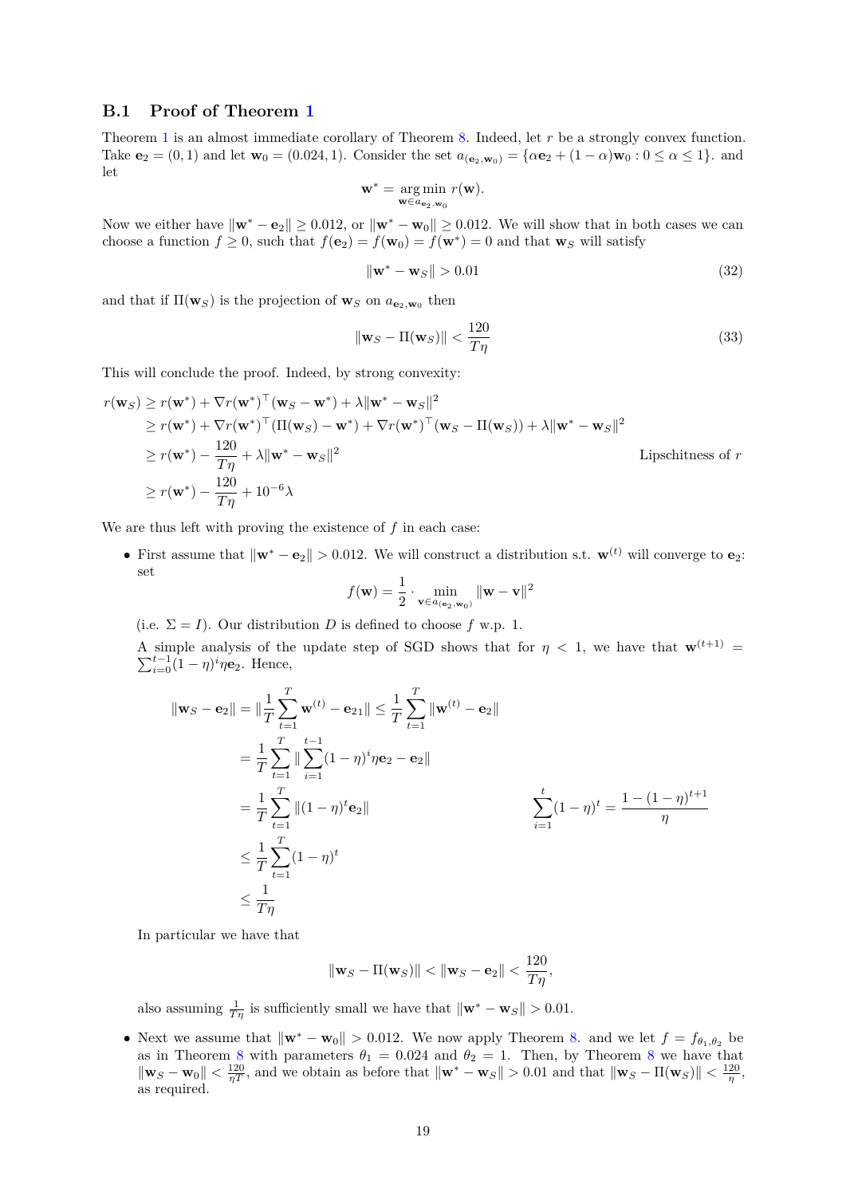### B.1 Proof of Theorem 1

Theorem 1 is an almost immediate corollary of Theorem 8. Indeed, let $r$ be a strongly convex function. Take $\mathbf{e}_2 = (0, 1)$ and let $\mathbf{w}_0 = (0.024, 1)$. Consider the set $a_{(\mathbf{e}_2,\mathbf{w}_0)} = \{\alpha \mathbf{e}_2 + (1-\alpha)\mathbf{w}_0 : 0 \leq \alpha \leq 1\}$. and let

$$\mathbf{w}^* = \underset{\mathbf{w} \in a_{\mathbf{e}_2,\mathbf{w}_0}}{\arg\min}\, r(\mathbf{w}).$$

Now we either have $\|\mathbf{w}^* - \mathbf{e}_2\| \geq 0.012$, or $\|\mathbf{w}^* - \mathbf{w}_0\| \geq 0.012$. We will show that in both cases we can choose a function $f \geq 0$, such that $f(\mathbf{e}_2) = f(\mathbf{w}_0) = f(\mathbf{w}^*) = 0$ and that $\mathbf{w}_S$ will satisfy

$$\|\mathbf{w}^* - \mathbf{w}_S\| > 0.01 \tag{32}$$

and that if $\Pi(\mathbf{w}_S)$ is the projection of $\mathbf{w}_S$ on $a_{\mathbf{e}_2,\mathbf{w}_0}$ then

$$\|\mathbf{w}_S - \Pi(\mathbf{w}_S)\| < \frac{120}{T\eta} \tag{33}$$

This will conclude the proof. Indeed, by strong convexity:

$$\begin{aligned}
r(\mathbf{w}_S) &\geq r(\mathbf{w}^*) + \nabla r(\mathbf{w}^*)^\top (\mathbf{w}_S - \mathbf{w}^*) + \lambda \|\mathbf{w}^* - \mathbf{w}_S\|^2 \\
&\geq r(\mathbf{w}^*) + \nabla r(\mathbf{w}^*)^\top (\Pi(\mathbf{w}_S) - \mathbf{w}^*) + \nabla r(\mathbf{w}^*)^\top (\mathbf{w}_S - \Pi(\mathbf{w}_S)) + \lambda \|\mathbf{w}^* - \mathbf{w}_S\|^2 \\
&\geq r(\mathbf{w}^*) - \frac{120}{T\eta} + \lambda \|\mathbf{w}^* - \mathbf{w}_S\|^2 && \text{Lipschitness of } r \\
&\geq r(\mathbf{w}^*) - \frac{120}{T\eta} + 10^{-6}\lambda
\end{aligned}$$

We are thus left with proving the existence of $f$ in each case:

- First assume that $\|\mathbf{w}^* - \mathbf{e}_2\| > 0.012$. We will construct a distribution s.t. $\mathbf{w}^{(t)}$ will converge to $\mathbf{e}_2$: set

  $$f(\mathbf{w}) = \frac{1}{2} \cdot \min_{\mathbf{v} \in a_{(\mathbf{e}_2,\mathbf{w}_0)}} \|\mathbf{w} - \mathbf{v}\|^2$$

  (i.e. $\Sigma = I$). Our distribution $D$ is defined to choose $f$ w.p. 1.

  A simple analysis of the update step of SGD shows that for $\eta < 1$, we have that $\mathbf{w}^{(t+1)} = \sum_{i=0}^{t-1} (1-\eta)^i \eta \mathbf{e}_2$. Hence,

  $$\begin{aligned}
  \|\mathbf{w}_S - \mathbf{e}_2\| &= \|\frac{1}{T}\sum_{t=1}^{T} \mathbf{w}^{(t)} - \mathbf{e}_{21}\| \leq \frac{1}{T}\sum_{t=1}^{T} \|\mathbf{w}^{(t)} - \mathbf{e}_2\| \\
  &= \frac{1}{T}\sum_{t=1}^{T} \|\sum_{i=1}^{t-1} (1-\eta)^i \eta \mathbf{e}_2 - \mathbf{e}_2\| \\
  &= \frac{1}{T}\sum_{t=1}^{T} \|(1-\eta)^t \mathbf{e}_2\| && \sum_{i=1}^{t} (1-\eta)^t = \frac{1-(1-\eta)^{t+1}}{\eta} \\
  &\leq \frac{1}{T}\sum_{t=1}^{T} (1-\eta)^t \\
  &\leq \frac{1}{T\eta}
  \end{aligned}$$

  In particular we have that

  $$\|\mathbf{w}_S - \Pi(\mathbf{w}_S)\| < \|\mathbf{w}_S - \mathbf{e}_2\| < \frac{120}{T\eta},$$

  also assuming $\frac{1}{T\eta}$ is sufficiently small we have that $\|\mathbf{w}^* - \mathbf{w}_S\| > 0.01$.

- Next we assume that $\|\mathbf{w}^* - \mathbf{w}_0\| > 0.012$. We now apply Theorem 8. and we let $f = f_{\theta_1,\theta_2}$ be as in Theorem 8 with parameters $\theta_1 = 0.024$ and $\theta_2 = 1$. Then, by Theorem 8 we have that $\|\mathbf{w}_S - \mathbf{w}_0\| < \frac{120}{\eta T}$, and we obtain as before that $\|\mathbf{w}^* - \mathbf{w}_S\| > 0.01$ and that $\|\mathbf{w}_S - \Pi(\mathbf{w}_S)\| < \frac{120}{\eta}$, as required.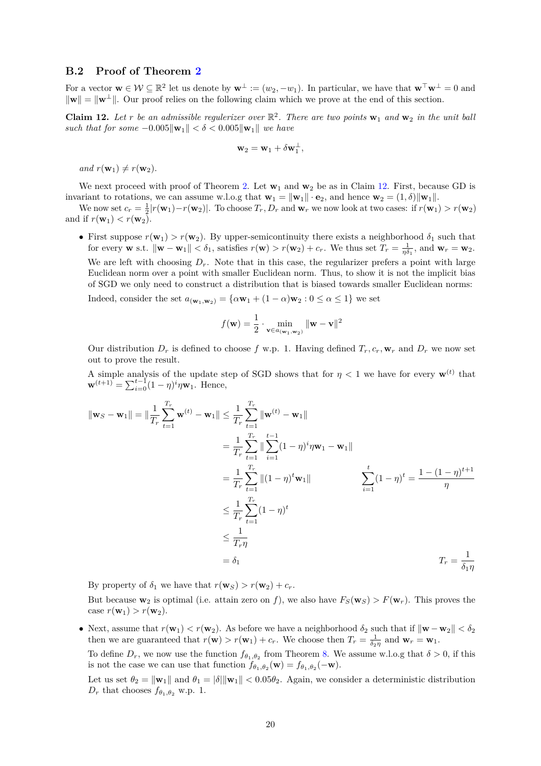## B.2 Proof of Theorem 2

For a vector $\mathbf{w} \in \mathcal{W} \subseteq \mathbb{R}^2$ let us denote by $\mathbf{w}^\perp := (w_2, -w_1)$. In particular, we have that $\mathbf{w}^\top \mathbf{w}^\perp = 0$ and $\|\mathbf{w}\| = \|\mathbf{w}^\perp\|$. Our proof relies on the following claim which we prove at the end of this section.

**Claim 12.** *Let $r$ be an admissible regulerizer over $\mathbb{R}^2$. There are two points $\mathbf{w}_1$ and $\mathbf{w}_2$ in the unit ball such that for some $-0.005\|\mathbf{w}_1\| < \delta < 0.005\|\mathbf{w}_1\|$ we have*

$$\mathbf{w}_2 = \mathbf{w}_1 + \delta \mathbf{w}_1^\perp,$$

*and $r(\mathbf{w}_1) \neq r(\mathbf{w}_2)$.*

We next proceed with proof of Theorem 2. Let $\mathbf{w}_1$ and $\mathbf{w}_2$ be as in Claim 12. First, because GD is invariant to rotations, we can assume w.l.o.g that $\mathbf{w}_1 = \|\mathbf{w}_1\| \cdot \mathbf{e}_2$, and hence $\mathbf{w}_2 = (1, \delta)\|\mathbf{w}_1\|$.

We now set $c_r = \frac{1}{2}|r(\mathbf{w}_1) - r(\mathbf{w}_2)|$. To choose $T_r, D_r$ and $\mathbf{w}_r$ we now look at two cases: if $r(\mathbf{w}_1) > r(\mathbf{w}_2)$ and if $r(\mathbf{w}_1) < r(\mathbf{w}_2)$.

- First suppose $r(\mathbf{w}_1) > r(\mathbf{w}_2)$. By upper-semicontinuity there exists a neighborhood $\delta_1$ such that for every $\mathbf{w}$ s.t. $\|\mathbf{w} - \mathbf{w}_1\| < \delta_1$, satisfies $r(\mathbf{w}) > r(\mathbf{w}_2) + c_r$. We thus set $T_r = \frac{1}{\eta \delta_1}$, and $\mathbf{w}_r = \mathbf{w}_2$.

  We are left with choosing $D_r$. Note that in this case, the regularizer prefers a point with large Euclidean norm over a point with smaller Euclidean norm. Thus, to show it is not the implicit bias of SGD we only need to construct a distribution that is biased towards smaller Euclidean norms:

  Indeed, consider the set $a_{(\mathbf{w}_1, \mathbf{w}_2)} = \{\alpha \mathbf{w}_1 + (1-\alpha)\mathbf{w}_2 : 0 \leq \alpha \leq 1\}$ we set

  $$f(\mathbf{w}) = \frac{1}{2} \cdot \min_{\mathbf{v} \in a_{(\mathbf{w}_1, \mathbf{w}_2)}} \|\mathbf{w} - \mathbf{v}\|^2$$

  Our distribution $D_r$ is defined to choose $f$ w.p. 1. Having defined $T_r, c_r, \mathbf{w}_r$ and $D_r$ we now set out to prove the result.

  A simple analysis of the update step of SGD shows that for $\eta < 1$ we have for every $\mathbf{w}^{(t)}$ that $\mathbf{w}^{(t+1)} = \sum_{i=0}^{t-1} (1-\eta)^i \eta \mathbf{w}_1$. Hence,

  $$\begin{aligned}
  \|\mathbf{w}_S - \mathbf{w}_1\| = \|\frac{1}{T_r}\sum_{t=1}^{T_r} \mathbf{w}^{(t)} - \mathbf{w}_1\| &\leq \frac{1}{T_r}\sum_{t=1}^{T_r} \|\mathbf{w}^{(t)} - \mathbf{w}_1\| \\
  &= \frac{1}{T_r}\sum_{t=1}^{T_r} \|\sum_{i=1}^{t-1}(1-\eta)^i \eta \mathbf{w}_1 - \mathbf{w}_1\| \\
  &= \frac{1}{T_r}\sum_{t=1}^{T_r} \|(1-\eta)^t \mathbf{w}_1\| && \sum_{i=1}^{t}(1-\eta)^t = \frac{1-(1-\eta)^{t+1}}{\eta} \\
  &\leq \frac{1}{T_r}\sum_{t=1}^{T_r} (1-\eta)^t \\
  &\leq \frac{1}{T_r \eta} \\
  &= \delta_1 && T_r = \frac{1}{\delta_1 \eta}
  \end{aligned}$$

  By property of $\delta_1$ we have that $r(\mathbf{w}_S) > r(\mathbf{w}_2) + c_r$.

  But because $\mathbf{w}_2$ is optimal (i.e. attain zero on $f$), we also have $F_S(\mathbf{w}_S) > F(\mathbf{w}_r)$. This proves the case $r(\mathbf{w}_1) > r(\mathbf{w}_2)$.

- Next, assume that $r(\mathbf{w}_1) < r(\mathbf{w}_2)$. As before we have a neighborhood $\delta_2$ such that if $\|\mathbf{w} - \mathbf{w}_2\| < \delta_2$ then we are guaranteed that $r(\mathbf{w}) > r(\mathbf{w}_1) + c_r$. We choose then $T_r = \frac{1}{\delta_2 \eta}$ and $\mathbf{w}_r = \mathbf{w}_1$.

  To define $D_r$, we now use the function $f_{\theta_1, \theta_2}$ from Theorem 8. We assume w.l.o.g that $\delta > 0$, if this is not the case we can use that function $f_{\theta_1, \theta_2}(\mathbf{w}) = f_{\theta_1, \theta_2}(-\mathbf{w})$.

  Let us set $\theta_2 = \|\mathbf{w}_1\|$ and $\theta_1 = |\delta|\|\mathbf{w}_1\| < 0.05\theta_2$. Again, we consider a deterministic distribution $D_r$ that chooses $f_{\theta_1, \theta_2}$ w.p. 1.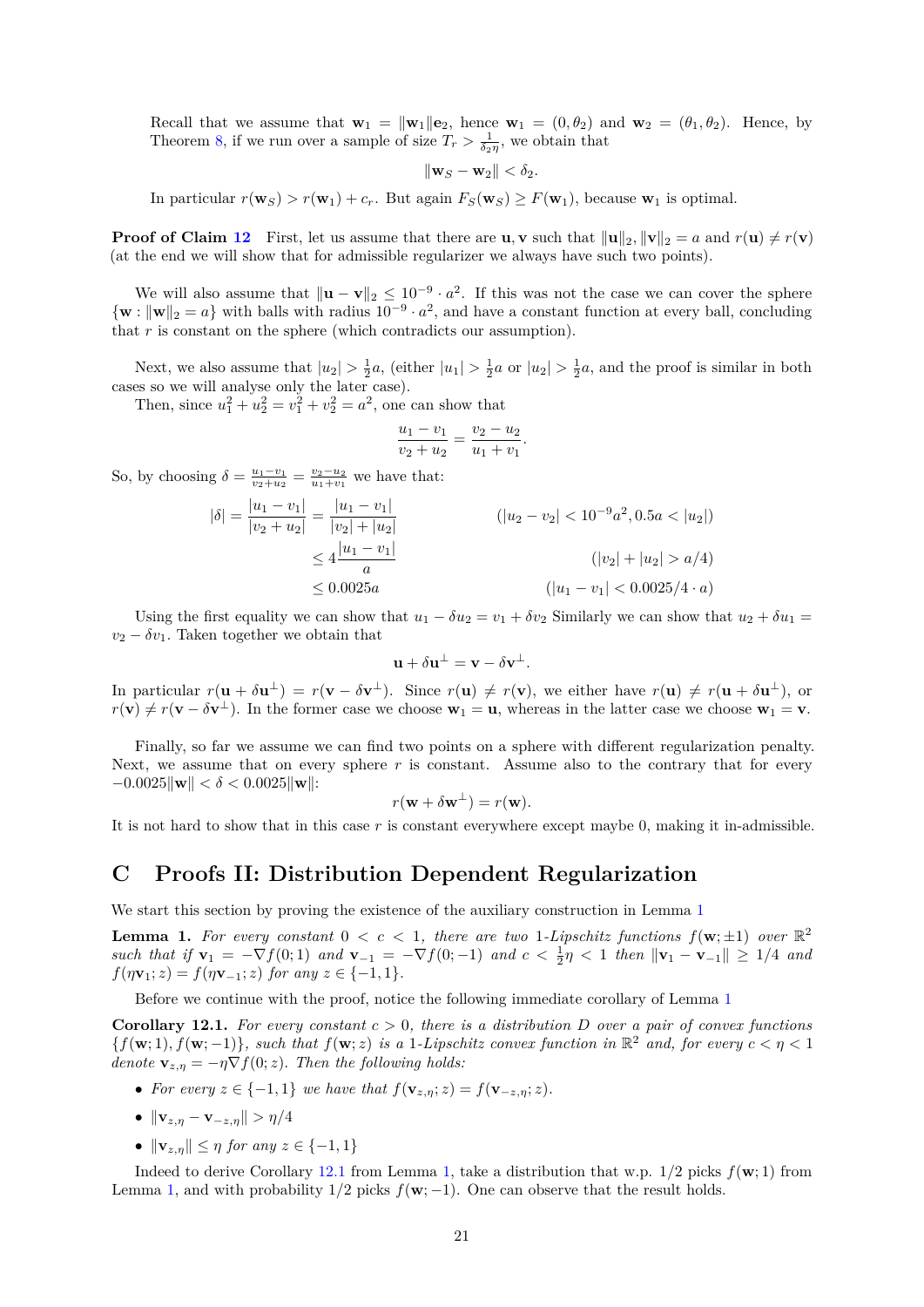Recall that we assume that $\mathbf{w}_1 = \|\mathbf{w}_1\|\mathbf{e}_2$, hence $\mathbf{w}_1 = (0, \theta_2)$ and $\mathbf{w}_2 = (\theta_1, \theta_2)$. Hence, by Theorem 8, if we run over a sample of size $T_r > \frac{1}{\delta_2 \eta}$, we obtain that

$$\|\mathbf{w}_S - \mathbf{w}_2\| < \delta_2.$$

In particular $r(\mathbf{w}_S) > r(\mathbf{w}_1) + c_r$. But again $F_S(\mathbf{w}_S) \geq F(\mathbf{w}_1)$, because $\mathbf{w}_1$ is optimal.

**Proof of Claim 12** First, let us assume that there are $\mathbf{u}, \mathbf{v}$ such that $\|\mathbf{u}\|_2, \|\mathbf{v}\|_2 = a$ and $r(\mathbf{u}) \neq r(\mathbf{v})$ (at the end we will show that for admissible regularizer we always have such two points).

We will also assume that $\|\mathbf{u} - \mathbf{v}\|_2 \leq 10^{-9} \cdot a^2$. If this was not the case we can cover the sphere $\{\mathbf{w} : \|\mathbf{w}\|_2 = a\}$ with balls with radius $10^{-9} \cdot a^2$, and have a constant function at every ball, concluding that $r$ is constant on the sphere (which contradicts our assumption).

Next, we also assume that $|u_2| > \frac{1}{2}a$, (either $|u_1| > \frac{1}{2}a$ or $|u_2| > \frac{1}{2}a$, and the proof is similar in both cases so we will analyse only the later case).

Then, since $u_1^2 + u_2^2 = v_1^2 + v_2^2 = a^2$, one can show that

$$\frac{u_1 - v_1}{v_2 + u_2} = \frac{v_2 - u_2}{u_1 + v_1}.$$

So, by choosing $\delta = \frac{u_1 - v_1}{v_2 + u_2} = \frac{v_2 - u_2}{u_1 + v_1}$ we have that:

$$
\begin{aligned}
|\delta| = \frac{|u_1 - v_1|}{|v_2 + u_2|} &= \frac{|u_1 - v_1|}{|v_2| + |u_2|} && (|u_2 - v_2| < 10^{-9}a^2, 0.5a < |u_2|) \\
&\leq 4\frac{|u_1 - v_1|}{a} && (|v_2| + |u_2| > a/4) \\
&\leq 0.0025a && (|u_1 - v_1| < 0.0025/4 \cdot a)
\end{aligned}
$$

Using the first equality we can show that $u_1 - \delta u_2 = v_1 + \delta v_2$ Similarly we can show that $u_2 + \delta u_1 = v_2 - \delta v_1$. Taken together we obtain that

$$\mathbf{u} + \delta \mathbf{u}^\perp = \mathbf{v} - \delta \mathbf{v}^\perp.$$

In particular $r(\mathbf{u} + \delta \mathbf{u}^\perp) = r(\mathbf{v} - \delta \mathbf{v}^\perp)$. Since $r(\mathbf{u}) \neq r(\mathbf{v})$, we either have $r(\mathbf{u}) \neq r(\mathbf{u} + \delta \mathbf{u}^\perp)$, or $r(\mathbf{v}) \neq r(\mathbf{v} - \delta \mathbf{v}^\perp)$. In the former case we choose $\mathbf{w}_1 = \mathbf{u}$, whereas in the latter case we choose $\mathbf{w}_1 = \mathbf{v}$.

Finally, so far we assume we can find two points on a sphere with different regularization penalty. Next, we assume that on every sphere $r$ is constant. Assume also to the contrary that for every $-0.0025\|\mathbf{w}\| < \delta < 0.0025\|\mathbf{w}\|$:

$$r(\mathbf{w} + \delta \mathbf{w}^\perp) = r(\mathbf{w}).$$

It is not hard to show that in this case $r$ is constant everywhere except maybe 0, making it in-admissible.

## C Proofs II: Distribution Dependent Regularization

We start this section by proving the existence of the auxiliary construction in Lemma 1

**Lemma 1.** *For every constant $0 < c < 1$, there are two 1-Lipschitz functions $f(\mathbf{w}; \pm 1)$ over $\mathbb{R}^2$ such that if $\mathbf{v}_1 = -\nabla f(0; 1)$ and $\mathbf{v}_{-1} = -\nabla f(0; -1)$ and $c < \frac{1}{2}\eta < 1$ then $\|\mathbf{v}_1 - \mathbf{v}_{-1}\| \geq 1/4$ and $f(\eta \mathbf{v}_1; z) = f(\eta \mathbf{v}_{-1}; z)$ for any $z \in \{-1, 1\}$.*

Before we continue with the proof, notice the following immediate corollary of Lemma 1

**Corollary 12.1.** *For every constant $c > 0$, there is a distribution $D$ over a pair of convex functions $\{f(\mathbf{w}; 1), f(\mathbf{w}; -1)\}$, such that $f(\mathbf{w}; z)$ is a 1-Lipschitz convex function in $\mathbb{R}^2$ and, for every $c < \eta < 1$ denote $\mathbf{v}_{z,\eta} = -\eta \nabla f(0; z)$. Then the following holds:*

- *For every $z \in \{-1, 1\}$ we have that $f(\mathbf{v}_{z,\eta}; z) = f(\mathbf{v}_{-z,\eta}; z)$.*
- *$\|\mathbf{v}_{z,\eta} - \mathbf{v}_{-z,\eta}\| > \eta/4$*
- *$\|\mathbf{v}_{z,\eta}\| \leq \eta$ for any $z \in \{-1, 1\}$*

Indeed to derive Corollary 12.1 from Lemma 1, take a distribution that w.p. 1/2 picks $f(\mathbf{w}; 1)$ from Lemma 1, and with probability 1/2 picks $f(\mathbf{w}; -1)$. One can observe that the result holds.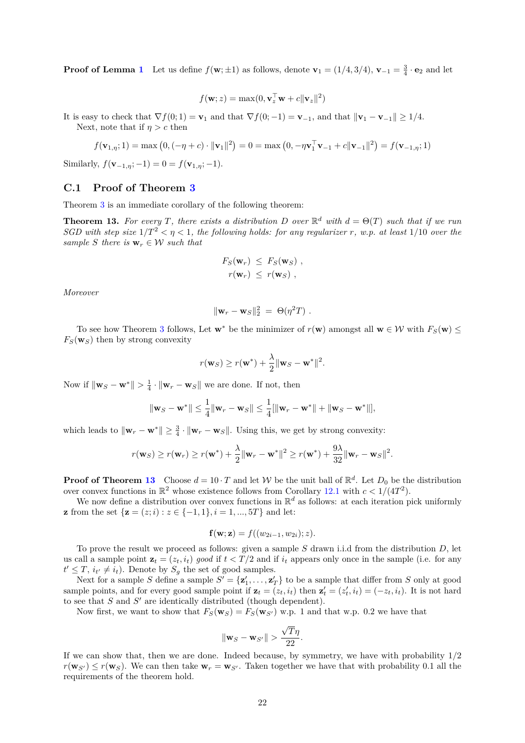**Proof of Lemma 1** Let us define $f(\mathbf{w};\pm 1)$ as follows, denote $\mathbf{v}_1 = (1/4, 3/4)$, $\mathbf{v}_{-1} = \frac{3}{4}\cdot \mathbf{e}_2$ and let

$$f(\mathbf{w};z) = \max(0, \mathbf{v}_z^\top \mathbf{w} + c\|\mathbf{v}_z\|^2)$$

It is easy to check that $\nabla f(0;1) = \mathbf{v}_1$ and that $\nabla f(0;-1) = \mathbf{v}_{-1}$, and that $\|\mathbf{v}_1 - \mathbf{v}_{-1}\| \geq 1/4$.

Next, note that if $\eta > c$ then

$$f(\mathbf{v}_{1,\eta};1) = \max\left(0, (-\eta + c)\cdot \|\mathbf{v}_1\|^2\right) = 0 = \max\left(0, -\eta \mathbf{v}_1^\top \mathbf{v}_{-1} + c\|\mathbf{v}_{-1}\|^2\right) = f(\mathbf{v}_{-1,\eta};1)$$

Similarly, $f(\mathbf{v}_{-1,\eta};-1) = 0 = f(\mathbf{v}_{1,\eta};-1)$.

## C.1 Proof of Theorem 3

Theorem 3 is an immediate corollary of the following theorem:

**Theorem 13.** *For every $T$, there exists a distribution $D$ over $\mathbb{R}^d$ with $d = \Theta(T)$ such that if we run SGD with step size $1/T^2 < \eta < 1$, the following holds: for any regularizer $r$, w.p. at least $1/10$ over the sample $S$ there is $\mathbf{w}_r \in \mathcal{W}$ such that*

$$F_S(\mathbf{w}_r) \;\leq\; F_S(\mathbf{w}_S)\;,$$
$$r(\mathbf{w}_r) \;\leq\; r(\mathbf{w}_S)\;,$$

*Moreover*

$$\|\mathbf{w}_r - \mathbf{w}_S\|_2^2 \;=\; \Theta(\eta^2 T)\;.$$

To see how Theorem 3 follows, Let $\mathbf{w}^*$ be the minimizer of $r(\mathbf{w})$ amongst all $\mathbf{w} \in \mathcal{W}$ with $F_S(\mathbf{w}) \leq F_S(\mathbf{w}_S)$ then by strong convexity

$$r(\mathbf{w}_S) \geq r(\mathbf{w}^*) + \frac{\lambda}{2}\|\mathbf{w}_S - \mathbf{w}^*\|^2.$$

Now if $\|\mathbf{w}_S - \mathbf{w}^*\| > \frac{1}{4}\cdot \|\mathbf{w}_r - \mathbf{w}_S\|$ we are done. If not, then

$$\|\mathbf{w}_S - \mathbf{w}^*\| \leq \frac{1}{4}\|\mathbf{w}_r - \mathbf{w}_S\| \leq \frac{1}{4}[\|\mathbf{w}_r - \mathbf{w}^*\| + \|\mathbf{w}_S - \mathbf{w}^*\|],$$

which leads to $\|\mathbf{w}_r - \mathbf{w}^*\| \geq \frac{3}{4}\cdot \|\mathbf{w}_r - \mathbf{w}_S\|$. Using this, we get by strong convexity:

$$r(\mathbf{w}_S) \geq r(\mathbf{w}_r) \geq r(\mathbf{w}^*) + \frac{\lambda}{2}\|\mathbf{w}_r - \mathbf{w}^*\|^2 \geq r(\mathbf{w}^*) + \frac{9\lambda}{32}\|\mathbf{w}_r - \mathbf{w}_S\|^2.$$

**Proof of Theorem 13** Choose $d = 10\cdot T$ and let $\mathcal{W}$ be the unit ball of $\mathbb{R}^d$. Let $D_0$ be the distribution over convex functions in $\mathbb{R}^2$ whose existence follows from Corollary 12.1 with $c < 1/(4T^2)$.

We now define a distribution over convex functions in $\mathbb{R}^d$ as follows: at each iteration pick uniformly $\mathbf{z}$ from the set $\{\mathbf{z} = (z;i) : z \in \{-1,1\}, i = 1, ..., 5T\}$ and let:

$$\mathbf{f}(\mathbf{w};\mathbf{z}) = f((w_{2i-1}, w_{2i}); z).$$

To prove the result we proceed as follows: given a sample $S$ drawn i.i.d from the distribution $D$, let us call a sample point $\mathbf{z}_t = (z_t, i_t)$ *good* if $t < T/2$ and if $i_t$ appears only once in the sample (i.e. for any $t' \leq T$, $i_{t'} \neq i_t$). Denote by $S_g$ the set of good samples.

Next for a sample $S$ define a sample $S' = \{\mathbf{z}'_1, \ldots, \mathbf{z}'_T\}$ to be a sample that differ from $S$ only at good sample points, and for every good sample point if $\mathbf{z}_t = (z_t, i_t)$ then $\mathbf{z}'_t = (z'_t, i_t) = (-z_t, i_t)$. It is not hard to see that $S$ and $S'$ are identically distributed (though dependent).

Now first, we want to show that $F_S(\mathbf{w}_S) = F_S(\mathbf{w}_{S'})$ w.p. 1 and that w.p. 0.2 we have that

$$\|\mathbf{w}_S - \mathbf{w}_{S'}\| > \frac{\sqrt{T}\eta}{22}.$$

If we can show that, then we are done. Indeed because, by symmetry, we have with probability $1/2$ $r(\mathbf{w}_{S'}) \leq r(\mathbf{w}_S)$. We can then take $\mathbf{w}_r = \mathbf{w}_{S'}$. Taken together we have that with probability 0.1 all the requirements of the theorem hold.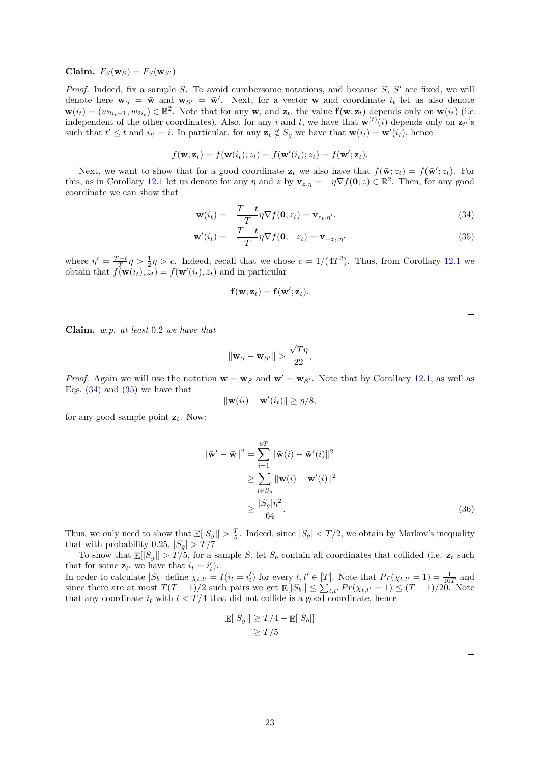**Claim.** $F_S(\mathbf{w}_S) = F_S(\mathbf{w}_{S'})$

*Proof.* Indeed, fix a sample $S$. To avoid cumbersome notations, and because $S$, $S'$ are fixed, we will denote here $\mathbf{w}_S = \bar{\mathbf{w}}$ and $\mathbf{w}_{S'} = \bar{\mathbf{w}}'$. Next, for a vector $\mathbf{w}$ and coordinate $i_t$ let us also denote $\mathbf{w}(i_t) = (w_{2i_t-1}, w_{2i_t}) \in \mathbb{R}^2$. Note that for any $\mathbf{w}$, and $\mathbf{z}_t$, the value $\mathbf{f}(\mathbf{w}; \mathbf{z}_t)$ depends only on $\mathbf{w}(i_t)$ (i.e. independent of the other coordinates). Also, for any $i$ and $t$, we have that $\mathbf{w}^{(t)}(i)$ depends only on $\mathbf{z}_{t'}$'s such that $t' \le t$ and $i_{t'} = i$. In particular, for any $\mathbf{z}_t \notin S_g$ we have that $\bar{\mathbf{w}}(i_t) = \bar{\mathbf{w}}'(i_t)$, hence

$$f(\bar{\mathbf{w}}; \mathbf{z}_t) = f(\bar{\mathbf{w}}(i_t); z_t) = f(\bar{\mathbf{w}}'(i_t); z_t) = f(\bar{\mathbf{w}}'; \mathbf{z}_t).$$

Next, we want to show that for a good coordinate $\mathbf{z}_t$ we also have that $f(\bar{\mathbf{w}}; z_t) = f(\bar{\mathbf{w}}'; z_t)$. For this, as in Corollary 12.1 let us denote for any $\eta$ and $z$ by $\mathbf{v}_{z,\eta} = -\eta \nabla f(\mathbf{0}; z) \in \mathbb{R}^2$. Then, for any good coordinate we can show that

$$\bar{\mathbf{w}}(i_t) = -\frac{T-t}{T}\eta \nabla f(\mathbf{0}; z_t) = \mathbf{v}_{z_t, \eta'}, \tag{34}$$

$$\bar{\mathbf{w}}'(i_t) = -\frac{T-t}{T}\eta \nabla f(\mathbf{0}; -z_t) = \mathbf{v}_{-z_t, \eta'} \tag{35}$$

where $\eta' = \frac{T-t}{T}\eta > \frac{1}{2}\eta > c$. Indeed, recall that we chose $c = 1/(4T^2)$. Thus, from Corollary 12.1 we obtain that $f(\bar{\mathbf{w}}(i_t), z_t) = f(\bar{\mathbf{w}}'(i_t), z_t)$ and in particular

$$\mathbf{f}(\bar{\mathbf{w}}; \mathbf{z}_t) = \mathbf{f}(\bar{\mathbf{w}}'; \mathbf{z}_t).$$

□

**Claim.** *w.p. at least* 0.2 *we have that*

$$\|\mathbf{w}_S - \mathbf{w}_{S'}\| > \frac{\sqrt{T}\eta}{22},$$

*Proof.* Again we will use the notation $\bar{\mathbf{w}} = \mathbf{w}_S$ and $\bar{\mathbf{w}}' = \mathbf{w}_{S'}$. Note that by Corollary 12.1, as well as Eqs. (34) and (35) we have that

$$\|\bar{\mathbf{w}}(i_t) - \bar{\mathbf{w}}'(i_t)\| \ge \eta/8,$$

for any good sample point $\mathbf{z}_t$. Now:

$$\begin{aligned}
\|\bar{\mathbf{w}}' - \bar{\mathbf{w}}\|^2 &= \sum_{i=1}^{5T} \|\bar{\mathbf{w}}(i) - \bar{\mathbf{w}}'(i)\|^2 \\
&\ge \sum_{i \in S_g} \|\bar{\mathbf{w}}(i) - \bar{\mathbf{w}}'(i)\|^2 \\
&\ge \frac{|S_g|\eta^2}{64}.
\end{aligned} \tag{36}$$

Thus, we only need to show that $\mathbb{E}[|S_g|] > \frac{T}{5}$. Indeed, since $|S_g| < T/2$, we obtain by Markov's inequality that with probability 0.25, $|S_g| > T/7$

To show that $\mathbb{E}[|S_g|] > T/5$, for a sample $S$, let $S_b$ contain all coordinates that collided (i.e. $\mathbf{z}_t$ such that for some $\mathbf{z}_{t'}$ we have that $i_t = i'_t$).

In order to calculate $|S_b|$ define $\chi_{t,t'} = I(i_t = i'_t)$ for every $t, t' \in [T]$. Note that $Pr(\chi_{t,t'} = 1) = \frac{1}{10T}$ and since there are at most $T(T-1)/2$ such pairs we get $\mathbb{E}[|S_b|] \le \sum_{t,t'} Pr(\chi_{t,t'} = 1) \le (T-1)/20$. Note that any coordinate $i_t$ with $t < T/4$ that did not collide is a good coordinate, hence

$$\begin{aligned}
\mathbb{E}[|S_g|] &\ge T/4 - \mathbb{E}[|S_b|] \\
&\ge T/5
\end{aligned}$$

□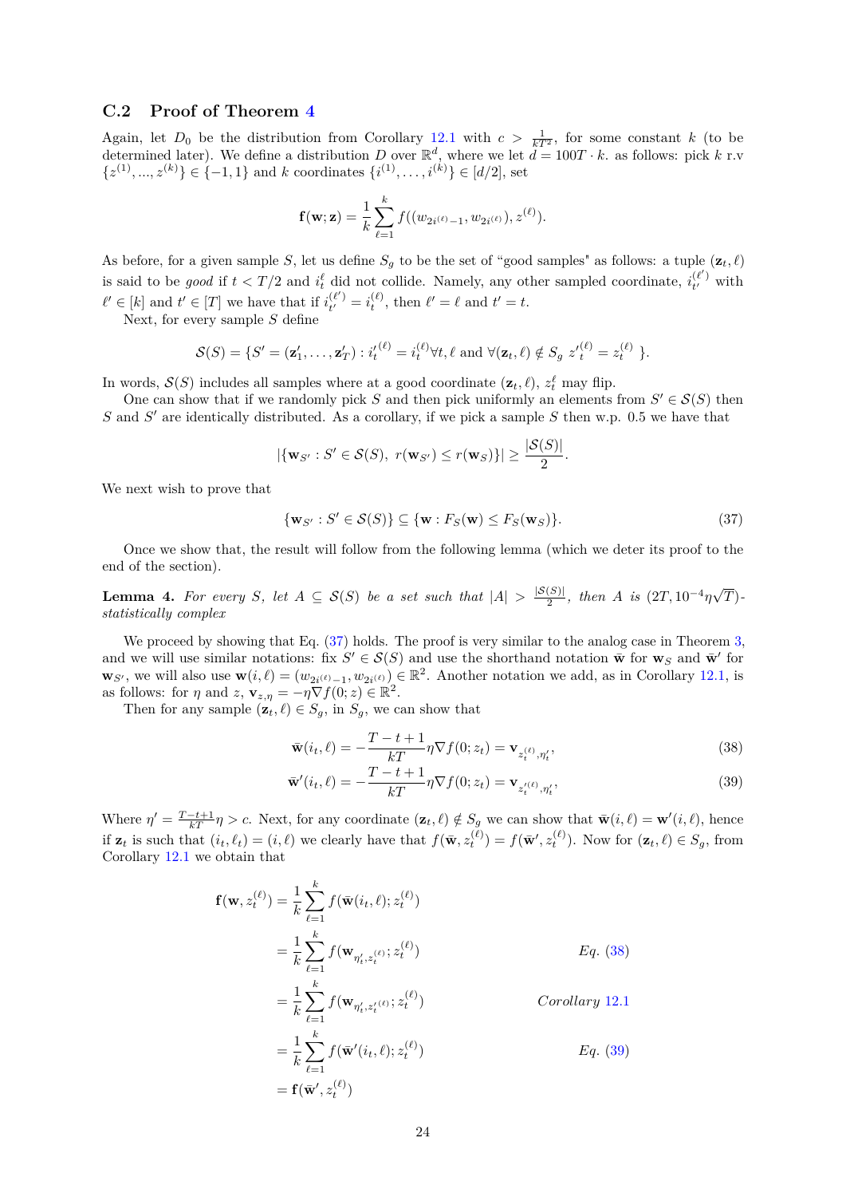## C.2 Proof of Theorem 4

Again, let $D_0$ be the distribution from Corollary 12.1 with $c > \frac{1}{kT^2}$, for some constant $k$ (to be determined later). We define a distribution $D$ over $\mathbb{R}^d$, where we let $d = 100T \cdot k$. as follows: pick $k$ r.v $\{z^{(1)}, ..., z^{(k)}\} \in \{-1, 1\}$ and $k$ coordinates $\{i^{(1)}, \ldots, i^{(k)}\} \in [d/2]$, set

$$\mathbf{f}(\mathbf{w}; \mathbf{z}) = \frac{1}{k} \sum_{\ell=1}^{k} f((w_{2i^{(\ell)}-1}, w_{2i^{(\ell)}}), z^{(\ell)}).$$

As before, for a given sample $S$, let us define $S_g$ to be the set of "good samples" as follows: a tuple $(\mathbf{z}_t, \ell)$ is said to be *good* if $t < T/2$ and $i_t^\ell$ did not collide. Namely, any other sampled coordinate, $i_{t'}^{(\ell')}$ with $\ell' \in [k]$ and $t' \in [T]$ we have that if $i_{t'}^{(\ell')} = i_t^{(\ell)}$, then $\ell' = \ell$ and $t' = t$.

Next, for every sample $S$ define

$$\mathcal{S}(S) = \{S' = (\mathbf{z}'_1, \ldots, \mathbf{z}'_T) : {i'}_t^{(\ell)} = i_t^{(\ell)} \forall t, \ell \text{ and } \forall (\mathbf{z}_t, \ell) \notin S_g \ {z'}_t^{(\ell)} = z_t^{(\ell)} \ \}.$$

In words, $\mathcal{S}(S)$ includes all samples where at a good coordinate $(\mathbf{z}_t, \ell)$, $z_t^\ell$ may flip.

One can show that if we randomly pick $S$ and then pick uniformly an elements from $S' \in \mathcal{S}(S)$ then $S$ and $S'$ are identically distributed. As a corollary, if we pick a sample $S$ then w.p. 0.5 we have that

$$|\{\mathbf{w}_{S'} : S' \in \mathcal{S}(S), \ r(\mathbf{w}_{S'}) \leq r(\mathbf{w}_S)\}| \geq \frac{|\mathcal{S}(S)|}{2}.$$

We next wish to prove that

$$\{\mathbf{w}_{S'} : S' \in \mathcal{S}(S)\} \subseteq \{\mathbf{w} : F_S(\mathbf{w}) \leq F_S(\mathbf{w}_S)\}. \tag{37}$$

Once we show that, the result will follow from the following lemma (which we deter its proof to the end of the section).

**Lemma 4.** *For every $S$, let $A \subseteq \mathcal{S}(S)$ be a set such that $|A| > \frac{|\mathcal{S}(S)|}{2}$, then $A$ is $(2T, 10^{-4}\eta\sqrt{T})$-statistically complex*

We proceed by showing that Eq. (37) holds. The proof is very similar to the analog case in Theorem 3, and we will use similar notations: fix $S' \in \mathcal{S}(S)$ and use the shorthand notation $\bar{\mathbf{w}}$ for $\mathbf{w}_S$ and $\bar{\mathbf{w}}'$ for $\mathbf{w}_{S'}$, we will also use $\mathbf{w}(i, \ell) = (w_{2i^{(\ell)}-1}, w_{2i^{(\ell)}}) \in \mathbb{R}^2$. Another notation we add, as in Corollary 12.1, is as follows: for $\eta$ and $z$, $\mathbf{v}_{z,\eta} = -\eta \nabla f(0; z) \in \mathbb{R}^2$.

Then for any sample $(\mathbf{z}_t, \ell) \in S_g$, in $S_g$, we can show that

$$\bar{\mathbf{w}}(i_t, \ell) = -\frac{T - t + 1}{kT} \eta \nabla f(0; z_t) = \mathbf{v}_{z_t^{(\ell)}, \eta'_t}, \tag{38}$$

$$\bar{\mathbf{w}}'(i_t, \ell) = -\frac{T - t + 1}{kT} \eta \nabla f(0; z_t) = \mathbf{v}_{z_t'^{(\ell)}, \eta'_t}, \tag{39}$$

Where $\eta' = \frac{T-t+1}{kT}\eta > c$. Next, for any coordinate $(\mathbf{z}_t, \ell) \notin S_g$ we can show that $\bar{\mathbf{w}}(i, \ell) = \mathbf{w}'(i, \ell)$, hence if $\mathbf{z}_t$ is such that $(i_t, \ell_t) = (i, \ell)$ we clearly have that $f(\bar{\mathbf{w}}, z_t^{(\ell)}) = f(\bar{\mathbf{w}}', z_t^{(\ell)})$. Now for $(\mathbf{z}_t, \ell) \in S_g$, from Corollary 12.1 we obtain that

$$
\begin{aligned}
\mathbf{f}(\mathbf{w}, z_t^{(\ell)}) &= \frac{1}{k} \sum_{\ell=1}^{k} f(\bar{\mathbf{w}}(i_t, \ell); z_t^{(\ell)}) \\
&= \frac{1}{k} \sum_{\ell=1}^{k} f(\mathbf{w}_{\eta'_t, z_t^{(\ell)}}; z_t^{(\ell)}) && \textit{Eq. (38)} \\
&= \frac{1}{k} \sum_{\ell=1}^{k} f(\mathbf{w}_{\eta'_t, z_t'^{(\ell)}}; z_t^{(\ell)}) && \textit{Corollary 12.1} \\
&= \frac{1}{k} \sum_{\ell=1}^{k} f(\bar{\mathbf{w}}'(i_t, \ell); z_t^{(\ell)}) && \textit{Eq. (39)} \\
&= \mathbf{f}(\bar{\mathbf{w}}', z_t^{(\ell)})
\end{aligned}
$$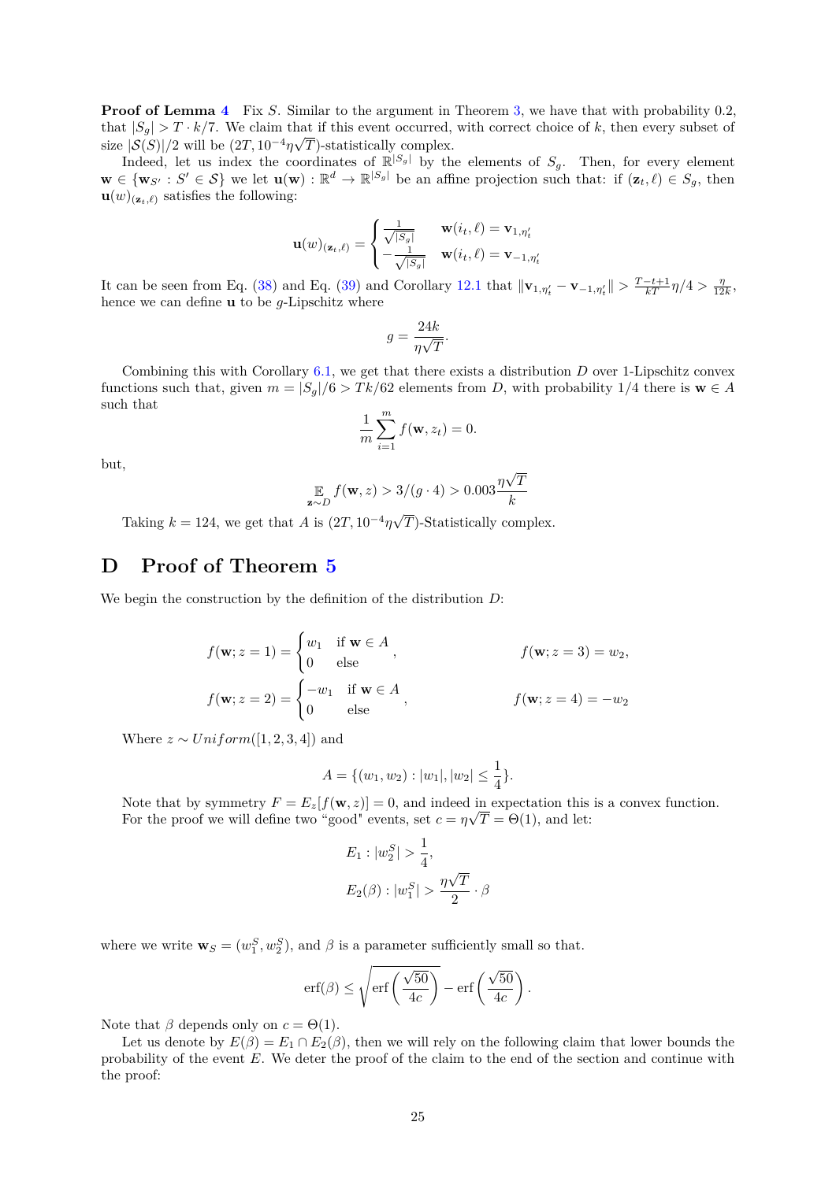**Proof of Lemma 4** Fix $S$. Similar to the argument in Theorem 3, we have that with probability 0.2, that $|S_g| > T \cdot k/7$. We claim that if this event occurred, with correct choice of $k$, then every subset of size $|\mathcal{S}(S)|/2$ will be $(2T, 10^{-4}\eta\sqrt{T})$-statistically complex.

Indeed, let us index the coordinates of $\mathbb{R}^{|S_g|}$ by the elements of $S_g$. Then, for every element $\mathbf{w} \in \{\mathbf{w}_{S'} : S' \in \mathcal{S}\}$ we let $\mathbf{u}(\mathbf{w}) : \mathbb{R}^d \to \mathbb{R}^{|S_g|}$ be an affine projection such that: if $(\mathbf{z}_t, \ell) \in S_g$, then $\mathbf{u}(w)_{(\mathbf{z}_t,\ell)}$ satisfies the following:

$$\mathbf{u}(w)_{(\mathbf{z}_t,\ell)} = \begin{cases} \frac{1}{\sqrt{|S_g|}} & \mathbf{w}(i_t, \ell) = \mathbf{v}_{1,\eta'_t} \\ -\frac{1}{\sqrt{|S_g|}} & \mathbf{w}(i_t, \ell) = \mathbf{v}_{-1,\eta'_t} \end{cases}$$

It can be seen from Eq. (38) and Eq. (39) and Corollary 12.1 that $\|\mathbf{v}_{1,\eta'_t} - \mathbf{v}_{-1,\eta'_t}\| > \frac{T-t+1}{kT}\eta/4 > \frac{\eta}{12k}$, hence we can define $\mathbf{u}$ to be $g$-Lipschitz where

$$g = \frac{24k}{\eta\sqrt{T}}.$$

Combining this with Corollary 6.1, we get that there exists a distribution $D$ over 1-Lipschitz convex functions such that, given $m = |S_g|/6 > Tk/62$ elements from $D$, with probability $1/4$ there is $\mathbf{w} \in A$ such that

$$\frac{1}{m}\sum_{i=1}^{m} f(\mathbf{w}, z_t) = 0.$$

but,

$$\mathop{\mathbb{E}}_{\mathbf{z}\sim D} f(\mathbf{w}, z) > 3/(g \cdot 4) > 0.003\frac{\eta\sqrt{T}}{k}$$

Taking $k = 124$, we get that $A$ is $(2T, 10^{-4}\eta\sqrt{T})$-Statistically complex.

# D Proof of Theorem 5

We begin the construction by the definition of the distribution $D$:

$$f(\mathbf{w}; z = 1) = \begin{cases} w_1 & \text{if } \mathbf{w} \in A \\ 0 & \text{else} \end{cases}, \qquad f(\mathbf{w}; z = 3) = w_2,$$

$$f(\mathbf{w}; z = 2) = \begin{cases} -w_1 & \text{if } \mathbf{w} \in A \\ 0 & \text{else} \end{cases}, \qquad f(\mathbf{w}; z = 4) = -w_2$$

Where $z \sim Uniform([1, 2, 3, 4])$ and

$$A = \{(w_1, w_2) : |w_1|, |w_2| \le \frac{1}{4}\}.$$

Note that by symmetry $F = E_z[f(\mathbf{w}, z)] = 0$, and indeed in expectation this is a convex function. For the proof we will define two "good" events, set $c = \eta\sqrt{T} = \Theta(1)$, and let:

$$E_1 : |w_2^S| > \frac{1}{4},$$

$$E_2(\beta) : |w_1^S| > \frac{\eta\sqrt{T}}{2} \cdot \beta$$

where we write $\mathbf{w}_S = (w_1^S, w_2^S)$, and $\beta$ is a parameter sufficiently small so that.

$$\operatorname{erf}(\beta) \le \sqrt{\operatorname{erf}\left(\frac{\sqrt{50}}{4c}\right) - \operatorname{erf}\left(\frac{\sqrt{50}}{4c}\right)}.$$

Note that $\beta$ depends only on $c = \Theta(1)$.

Let us denote by $E(\beta) = E_1 \cap E_2(\beta)$, then we will rely on the following claim that lower bounds the probability of the event $E$. We deter the proof of the claim to the end of the section and continue with the proof: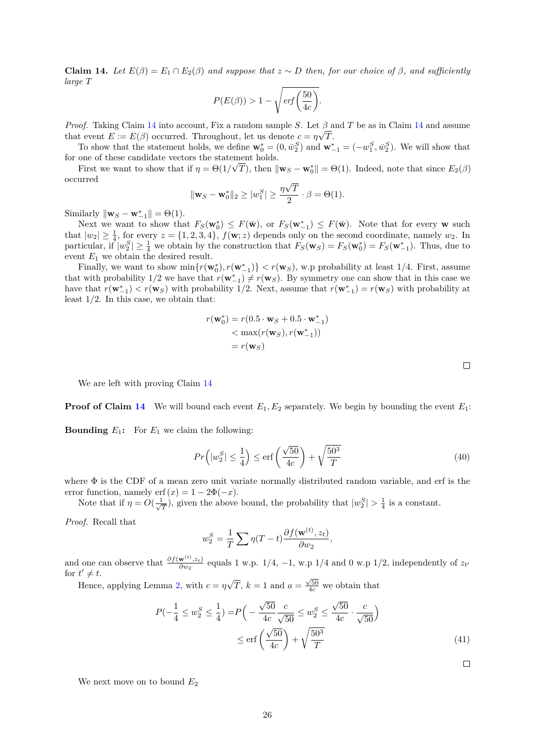**Claim 14.** *Let $E(\beta) = E_1 \cap E_2(\beta)$ and suppose that $z \sim D$ then, for our choice of $\beta$, and sufficiently large $T$*

$$P(E(\beta)) > 1 - \sqrt{\mathit{erf}\left(\frac{50}{4c}\right)}.$$

*Proof.* Taking Claim 14 into account, Fix a random sample $S$. Let $\beta$ and $T$ be as in Claim 14 and assume that event $E := E(\beta)$ occurred. Throughout, let us denote $c = \eta\sqrt{T}$.

To show that the statement holds, we define $\mathbf{w}_0^* = (0, \bar{w}_2^S)$ and $\mathbf{w}_{-1}^* = (-w_1^S, \bar{w}_2^S)$. We will show that for one of these candidate vectors the statement holds.

First we want to show that if $\eta = \Theta(1/\sqrt{T})$, then $\|\mathbf{w}_S - \mathbf{w}_0^*\| = \Theta(1)$. Indeed, note that since $E_2(\beta)$ occurred

$$\|\mathbf{w}_S - \mathbf{w}_0^*\|_2 \geq |w_1^S| \geq \frac{\eta\sqrt{T}}{2} \cdot \beta = \Theta(1).$$

Similarly $\|\mathbf{w}_S - \mathbf{w}_{-1}^*\| = \Theta(1)$.

Next we want to show that $F_S(\mathbf{w}_0^*) \leq F(\bar{\mathbf{w}})$, or $F_S(\mathbf{w}_{-1}^*) \leq F(\bar{\mathbf{w}})$. Note that for every $\mathbf{w}$ such that $|w_2| \geq \frac{1}{4}$, for every $z = \{1, 2, 3, 4\}$, $f(\mathbf{w}; z)$ depends only on the second coordinate, namely $w_2$. In particular, if $|w_2^S| \geq \frac{1}{4}$ we obtain by the construction that $F_S(\mathbf{w}_S) = F_S(\mathbf{w}_0^*) = F_S(\mathbf{w}_{-1}^*)$. Thus, due to event $E_1$ we obtain the desired result.

Finally, we want to show $\min\{r(\mathbf{w}_0^*), r(\mathbf{w}_{-1}^*)\} < r(\mathbf{w}_S)$, w.p probability at least $1/4$. First, assume that with probability $1/2$ we have that $r(\mathbf{w}_{-1}^*) \neq r(\mathbf{w}_S)$. By symmetry one can show that in this case we have that $r(\mathbf{w}_{-1}^*) < r(\mathbf{w}_S)$ with probability $1/2$. Next, assume that $r(\mathbf{w}_{-1}^*) = r(\mathbf{w}_S)$ with probability at least $1/2$. In this case, we obtain that:

$$\begin{aligned}
r(\mathbf{w}_0^*) &= r(0.5 \cdot \mathbf{w}_S + 0.5 \cdot \mathbf{w}_{-1}^*) \\
&< \max(r(\mathbf{w}_S), r(\mathbf{w}_{-1}^*)) \\
&= r(\mathbf{w}_S)
\end{aligned}$$

□

We are left with proving Claim 14

**Proof of Claim 14** We will bound each event $E_1, E_2$ separately. We begin by bounding the event $E_1$:

**Bounding $E_1$:** For $E_1$ we claim the following:

$$Pr\left(|w_2^S| \leq \frac{1}{4}\right) \leq \mathrm{erf}\left(\frac{\sqrt{50}}{4c}\right) + \sqrt{\frac{50^3}{T}} \tag{40}$$

where $\Phi$ is the CDF of a mean zero unit variate normally distributed random variable, and erf is the error function, namely $\mathrm{erf}(x) = 1 - 2\Phi(-x)$.

Note that if $\eta = O(\frac{1}{\sqrt{T}})$, given the above bound, the probability that $|w_2^S| > \frac{1}{4}$ is a constant.

*Proof.* Recall that

$$w_2^S = \frac{1}{T}\sum \eta(T - t)\frac{\partial f(\mathbf{w}^{(t)}, z_t)}{\partial w_2},$$

and one can observe that $\frac{\partial f(\mathbf{w}^{(t)}, z_t)}{\partial w_2}$ equals 1 w.p. $1/4$, $-1$, w.p $1/4$ and 0 w.p $1/2$, independently of $z_{t'}$ for $t' \neq t$.

Hence, applying Lemma 2, with $c = \eta\sqrt{T}$, $k = 1$ and $a = \frac{\sqrt{50}}{4c}$ we obtain that

$$\begin{aligned}
P(-\frac{1}{4} \leq w_2^S \leq \frac{1}{4}) &= P\Big(-\frac{\sqrt{50}}{4c}\frac{c}{\sqrt{50}} \leq w_2^S \leq \frac{\sqrt{50}}{4c} \cdot \frac{c}{\sqrt{50}}\Big) \\
&\leq \mathrm{erf}\left(\frac{\sqrt{50}}{4c}\right) + \sqrt{\frac{50^3}{T}}
\end{aligned} \tag{41}$$

□

We next move on to bound $E_2$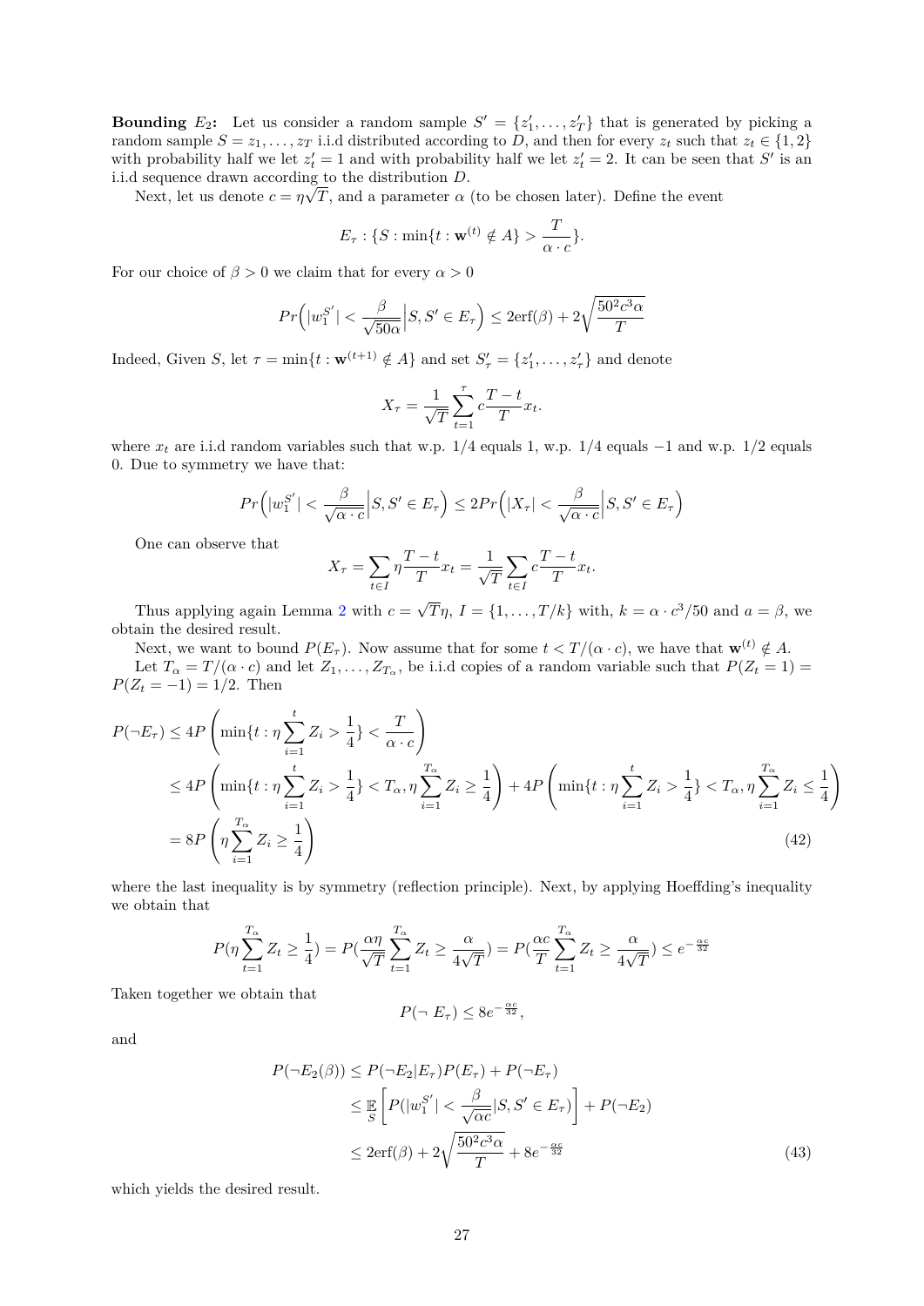**Bounding $E_2$:** Let us consider a random sample $S' = \{z'_1, \ldots, z'_T\}$ that is generated by picking a random sample $S = z_1, \ldots, z_T$ i.i.d distributed according to $D$, and then for every $z_t$ such that $z_t \in \{1, 2\}$ with probability half we let $z'_t = 1$ and with probability half we let $z'_t = 2$. It can be seen that $S'$ is an i.i.d sequence drawn according to the distribution $D$.

Next, let us denote $c = \eta\sqrt{T}$, and a parameter $\alpha$ (to be chosen later). Define the event

$$E_\tau : \{S : \min\{t : \mathbf{w}^{(t)} \notin A\} > \frac{T}{\alpha \cdot c}\}.$$

For our choice of $\beta > 0$ we claim that for every $\alpha > 0$

$$Pr\Big(|w_1^{S'}| < \frac{\beta}{\sqrt{50\alpha}}\Big|S, S' \in E_\tau\Big) \leq 2\text{erf}(\beta) + 2\sqrt{\frac{50^2 c^3 \alpha}{T}}$$

Indeed, Given $S$, let $\tau = \min\{t : \mathbf{w}^{(t+1)} \notin A\}$ and set $S'_\tau = \{z'_1, \ldots, z'_\tau\}$ and denote

$$X_\tau = \frac{1}{\sqrt{T}} \sum_{t=1}^{\tau} c\frac{T-t}{T} x_t.$$

where $x_t$ are i.i.d random variables such that w.p. $1/4$ equals 1, w.p. $1/4$ equals $-1$ and w.p. $1/2$ equals 0. Due to symmetry we have that:

$$Pr\Big(|w_1^{S'}| < \frac{\beta}{\sqrt{\alpha \cdot c}}\Big|S, S' \in E_\tau\Big) \leq 2Pr\Big(|X_\tau| < \frac{\beta}{\sqrt{\alpha \cdot c}}\Big|S, S' \in E_\tau\Big)$$

One can observe that

$$X_\tau = \sum_{t \in I} \eta\frac{T-t}{T} x_t = \frac{1}{\sqrt{T}} \sum_{t \in I} c\frac{T-t}{T} x_t.$$

Thus applying again Lemma 2 with $c = \sqrt{T}\eta$, $I = \{1, \ldots, T/k\}$ with, $k = \alpha \cdot c^3/50$ and $a = \beta$, we obtain the desired result.

Next, we want to bound $P(E_\tau)$. Now assume that for some $t < T/(\alpha \cdot c)$, we have that $\mathbf{w}^{(t)} \notin A$.

Let $T_\alpha = T/(\alpha \cdot c)$ and let $Z_1, \ldots, Z_{T_\alpha}$, be i.i.d copies of a random variable such that $P(Z_t = 1) = P(Z_t = -1) = 1/2$. Then

$$\begin{aligned}
P(\neg E_\tau) &\leq 4P\left(\min\{t : \eta\sum_{i=1}^{t} Z_i > \frac{1}{4}\} < \frac{T}{\alpha \cdot c}\right) \\
&\leq 4P\left(\min\{t : \eta\sum_{i=1}^{t} Z_i > \frac{1}{4}\} < T_\alpha, \eta\sum_{i=1}^{T_\alpha} Z_i \geq \frac{1}{4}\right) + 4P\left(\min\{t : \eta\sum_{i=1}^{t} Z_i > \frac{1}{4}\} < T_\alpha, \eta\sum_{i=1}^{T_\alpha} Z_i \leq \frac{1}{4}\right) \\
&= 8P\left(\eta\sum_{i=1}^{T_\alpha} Z_i \geq \frac{1}{4}\right) \qquad (42)
\end{aligned}$$

where the last inequality is by symmetry (reflection principle). Next, by applying Hoeffding's inequality we obtain that

$$P(\eta\sum_{t=1}^{T_\alpha} Z_t \geq \frac{1}{4}) = P(\frac{\alpha\eta}{\sqrt{T}}\sum_{t=1}^{T_\alpha} Z_t \geq \frac{\alpha}{4\sqrt{T}}) = P(\frac{\alpha c}{T}\sum_{t=1}^{T_\alpha} Z_t \geq \frac{\alpha}{4\sqrt{T}}) \leq e^{-\frac{\alpha c}{32}}$$

Taken together we obtain that

$$P(\neg\, E_\tau) \leq 8e^{-\frac{\alpha c}{32}},$$

and

$$\begin{aligned}
P(\neg E_2(\beta)) &\leq P(\neg E_2|E_\tau)P(E_\tau) + P(\neg E_\tau) \\
&\leq \mathop{\mathbb{E}}_S\left[P(|w_1^{S'}| < \frac{\beta}{\sqrt{\alpha c}}|S, S' \in E_\tau)\right] + P(\neg E_2) \\
&\leq 2\text{erf}(\beta) + 2\sqrt{\frac{50^2 c^3 \alpha}{T}} + 8e^{-\frac{\alpha c}{32}} \qquad (43)
\end{aligned}$$

which yields the desired result.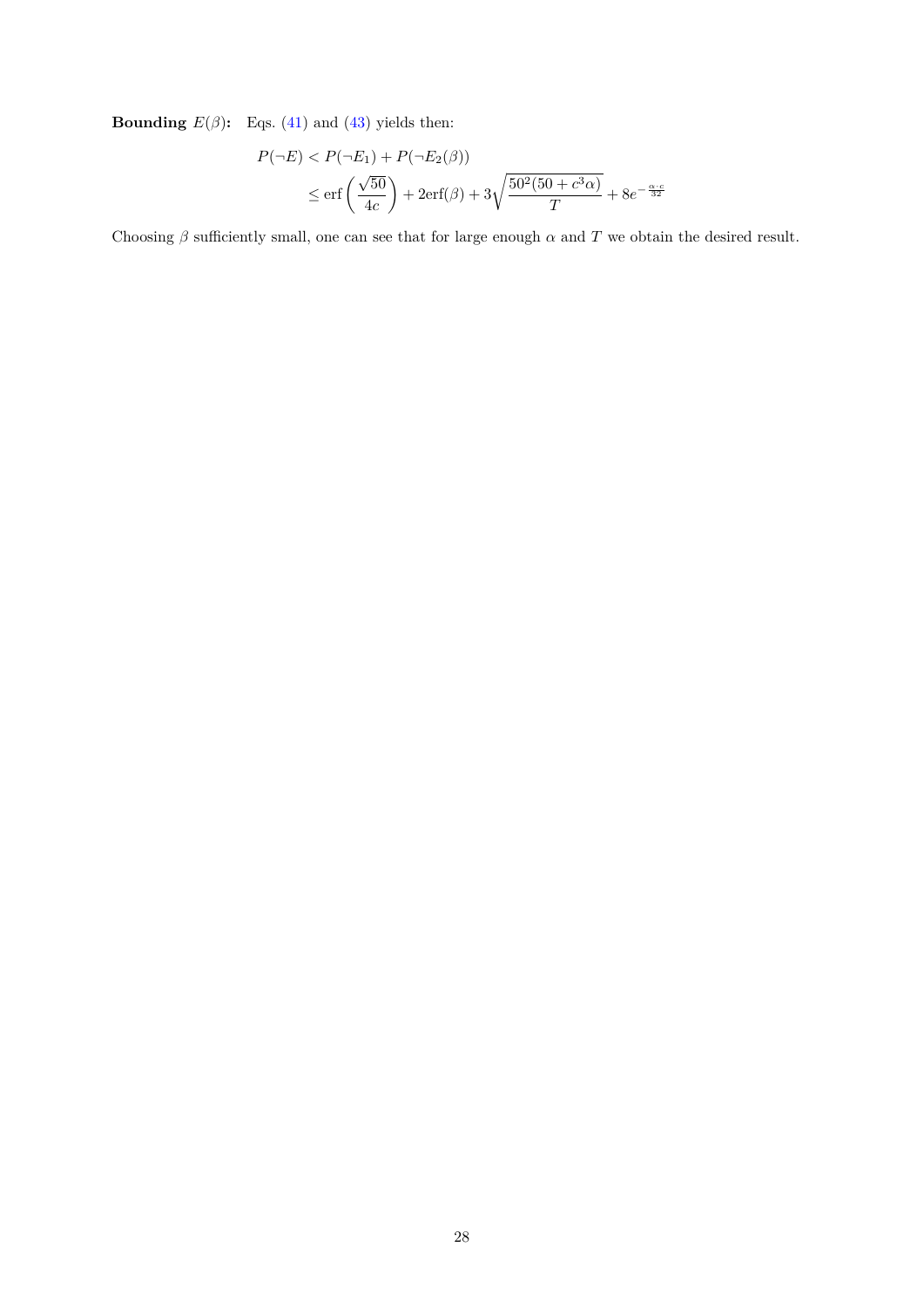**Bounding $E(\beta)$:** Eqs. (41) and (43) yields then:

$$
\begin{aligned}
P(\neg E) &< P(\neg E_1) + P(\neg E_2(\beta)) \\
&\leq \operatorname{erf}\left(\frac{\sqrt{50}}{4c}\right) + 2\operatorname{erf}(\beta) + 3\sqrt{\frac{50^2(50 + c^3\alpha)}{T}} + 8e^{-\frac{\alpha \cdot c}{32}}
\end{aligned}
$$

Choosing $\beta$ sufficiently small, one can see that for large enough $\alpha$ and $T$ we obtain the desired result.